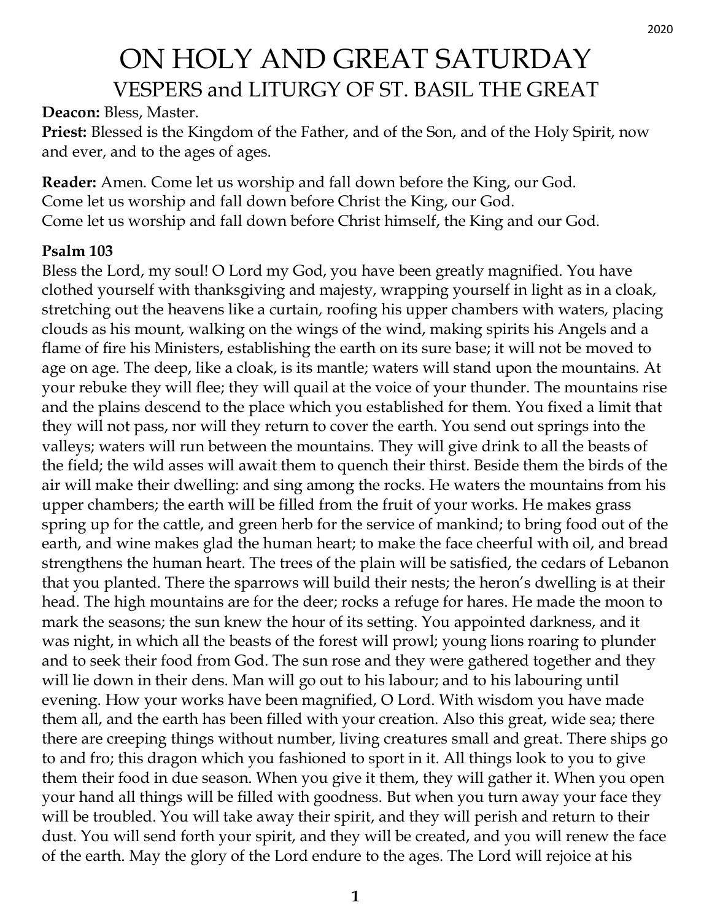# ON HOLY AND GREAT SATURDAY

## VESPERS and LITURGY OF ST. BASIL THE GREAT

**Deacon:** Bless, Master.

**Priest:** Blessed is the Kingdom of the Father, and of the Son, and of the Holy Spirit, now and ever, and to the ages of ages.

**Reader:** Amen. Come let us worship and fall down before the King, our God.
Come let us worship and fall down before Christ the King, our God.
Come let us worship and fall down before Christ himself, the King and our God.

**Psalm 103**

Bless the Lord, my soul! O Lord my God, you have been greatly magnified. You have clothed yourself with thanksgiving and majesty, wrapping yourself in light as in a cloak, stretching out the heavens like a curtain, roofing his upper chambers with waters, placing clouds as his mount, walking on the wings of the wind, making spirits his Angels and a flame of fire his Ministers, establishing the earth on its sure base; it will not be moved to age on age. The deep, like a cloak, is its mantle; waters will stand upon the mountains. At your rebuke they will flee; they will quail at the voice of your thunder. The mountains rise and the plains descend to the place which you established for them. You fixed a limit that they will not pass, nor will they return to cover the earth. You send out springs into the valleys; waters will run between the mountains. They will give drink to all the beasts of the field; the wild asses will await them to quench their thirst. Beside them the birds of the air will make their dwelling: and sing among the rocks. He waters the mountains from his upper chambers; the earth will be filled from the fruit of your works. He makes grass spring up for the cattle, and green herb for the service of mankind; to bring food out of the earth, and wine makes glad the human heart; to make the face cheerful with oil, and bread strengthens the human heart. The trees of the plain will be satisfied, the cedars of Lebanon that you planted. There the sparrows will build their nests; the heron's dwelling is at their head. The high mountains are for the deer; rocks a refuge for hares. He made the moon to mark the seasons; the sun knew the hour of its setting. You appointed darkness, and it was night, in which all the beasts of the forest will prowl; young lions roaring to plunder and to seek their food from God. The sun rose and they were gathered together and they will lie down in their dens. Man will go out to his labour; and to his labouring until evening. How your works have been magnified, O Lord. With wisdom you have made them all, and the earth has been filled with your creation. Also this great, wide sea; there there are creeping things without number, living creatures small and great. There ships go to and fro; this dragon which you fashioned to sport in it. All things look to you to give them their food in due season. When you give it them, they will gather it. When you open your hand all things will be filled with goodness. But when you turn away your face they will be troubled. You will take away their spirit, and they will perish and return to their dust. You will send forth your spirit, and they will be created, and you will renew the face of the earth. May the glory of the Lord endure to the ages. The Lord will rejoice at his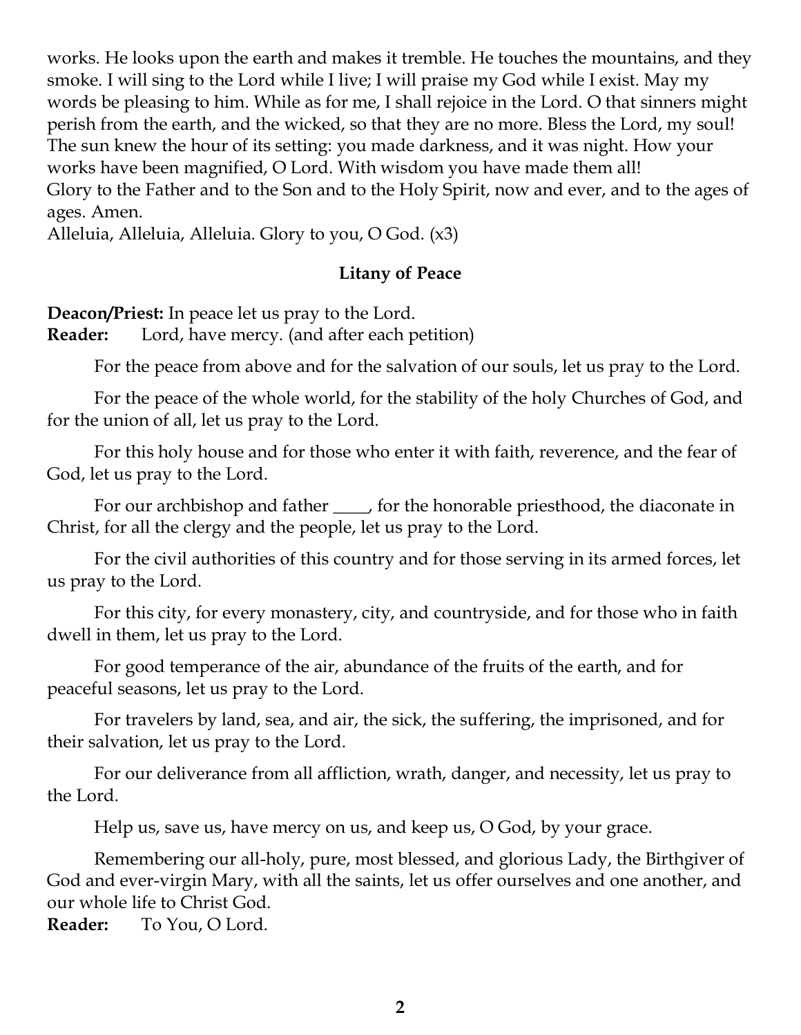works. He looks upon the earth and makes it tremble. He touches the mountains, and they smoke. I will sing to the Lord while I live; I will praise my God while I exist. May my words be pleasing to him. While as for me, I shall rejoice in the Lord. O that sinners might perish from the earth, and the wicked, so that they are no more. Bless the Lord, my soul! The sun knew the hour of its setting: you made darkness, and it was night. How your works have been magnified, O Lord. With wisdom you have made them all!
Glory to the Father and to the Son and to the Holy Spirit, now and ever, and to the ages of ages. Amen.
Alleluia, Alleluia, Alleluia. Glory to you, O God. (x3)

**Litany of Peace**

**Deacon/Priest:** In peace let us pray to the Lord.
**Reader:** Lord, have mercy. (and after each petition)

For the peace from above and for the salvation of our souls, let us pray to the Lord.

For the peace of the whole world, for the stability of the holy Churches of God, and for the union of all, let us pray to the Lord.

For this holy house and for those who enter it with faith, reverence, and the fear of God, let us pray to the Lord.

For our archbishop and father ____, for the honorable priesthood, the diaconate in Christ, for all the clergy and the people, let us pray to the Lord.

For the civil authorities of this country and for those serving in its armed forces, let us pray to the Lord.

For this city, for every monastery, city, and countryside, and for those who in faith dwell in them, let us pray to the Lord.

For good temperance of the air, abundance of the fruits of the earth, and for peaceful seasons, let us pray to the Lord.

For travelers by land, sea, and air, the sick, the suffering, the imprisoned, and for their salvation, let us pray to the Lord.

For our deliverance from all affliction, wrath, danger, and necessity, let us pray to the Lord.

Help us, save us, have mercy on us, and keep us, O God, by your grace.

Remembering our all-holy, pure, most blessed, and glorious Lady, the Birthgiver of God and ever-virgin Mary, with all the saints, let us offer ourselves and one another, and our whole life to Christ God.
**Reader:** To You, O Lord.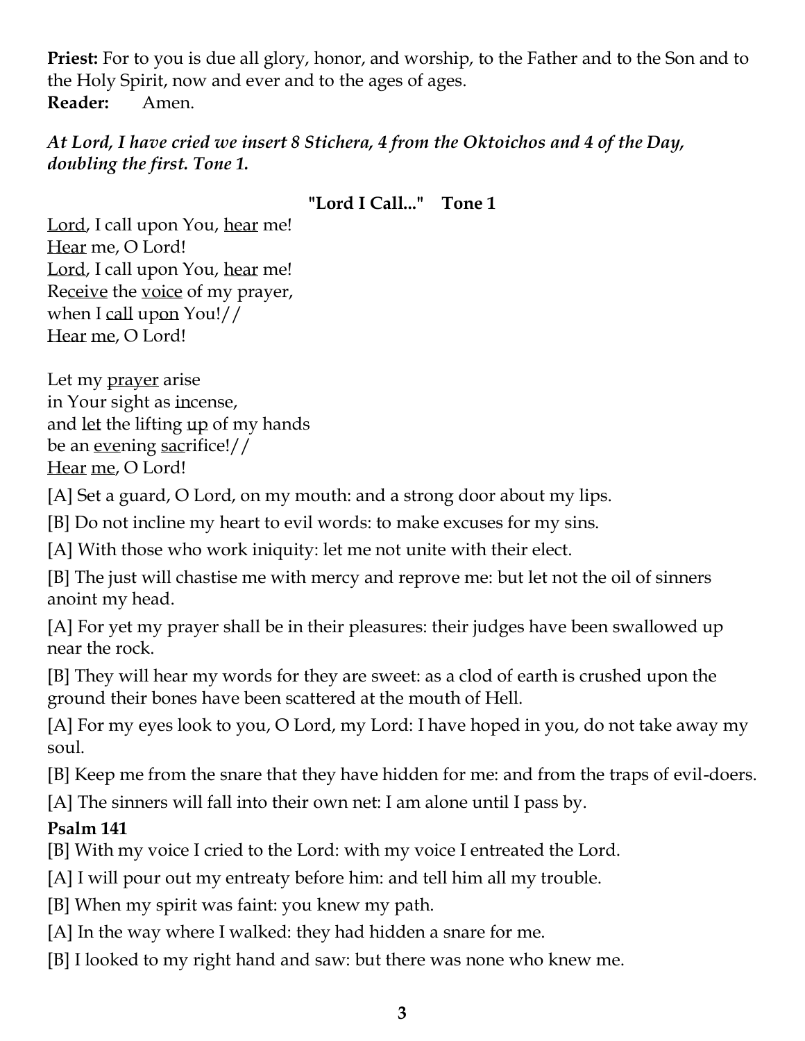**Priest:** For to you is due all glory, honor, and worship, to the Father and to the Son and to the Holy Spirit, now and ever and to the ages of ages.
**Reader:** Amen.

***At Lord, I have cried we insert 8 Stichera, 4 from the Oktoichos and 4 of the Day, doubling the first. Tone 1.***

**"Lord I Call..." Tone 1**

<u>Lord</u>, I call upon You, <u>hear</u> me!
<u>Hear</u> me, O Lord!
<u>Lord</u>, I call upon You, <u>hear</u> me!
Re<u>ceive</u> the <u>voice</u> of my prayer,
when I <u>call</u> up<u>on</u> You!//
<u>Hear</u> <u>me</u>, O Lord!

Let my <u>prayer</u> arise
in Your sight as <u>in</u>cense,
and <u>let</u> the lifting <u>up</u> of my hands
be an <u>eve</u>ning <u>sac</u>rifice!//
<u>Hear</u> <u>me</u>, O Lord!

[A] Set a guard, O Lord, on my mouth: and a strong door about my lips.

[B] Do not incline my heart to evil words: to make excuses for my sins.

[A] With those who work iniquity: let me not unite with their elect.

[B] The just will chastise me with mercy and reprove me: but let not the oil of sinners anoint my head.

[A] For yet my prayer shall be in their pleasures: their judges have been swallowed up near the rock.

[B] They will hear my words for they are sweet: as a clod of earth is crushed upon the ground their bones have been scattered at the mouth of Hell.

[A] For my eyes look to you, O Lord, my Lord: I have hoped in you, do not take away my soul.

[B] Keep me from the snare that they have hidden for me: and from the traps of evil-doers.

[A] The sinners will fall into their own net: I am alone until I pass by.

**Psalm 141**

[B] With my voice I cried to the Lord: with my voice I entreated the Lord.

[A] I will pour out my entreaty before him: and tell him all my trouble.

[B] When my spirit was faint: you knew my path.

[A] In the way where I walked: they had hidden a snare for me.

[B] I looked to my right hand and saw: but there was none who knew me.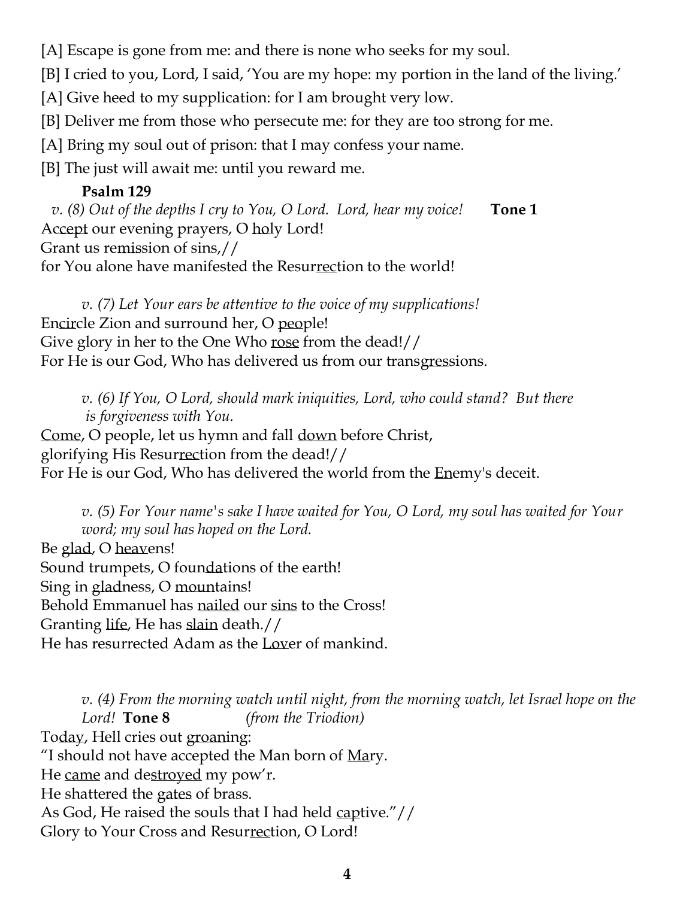[A] Escape is gone from me: and there is none who seeks for my soul.

[B] I cried to you, Lord, I said, 'You are my hope: my portion in the land of the living.'

[A] Give heed to my supplication: for I am brought very low.

[B] Deliver me from those who persecute me: for they are too strong for me.

[A] Bring my soul out of prison: that I may confess your name.

[B] The just will await me: until you reward me.

**Psalm 129**

*v. (8) Out of the depths I cry to You, O Lord. Lord, hear my voice!* **Tone 1**

Ac<u>cept</u> our evening prayers, O <u>ho</u>ly Lord!  
Grant us re<u>mis</u>sion of sins,//  
for You alone have manifested the Resur<u>rec</u>tion to the world!

*v. (7) Let Your ears be attentive to the voice of my supplications!*

En<u>cir</u>cle Zion and surround her, O <u>peo</u>ple!  
Give glory in her to the One Who <u>rose</u> from the dead!//  
For He is our God, Who has delivered us from our trans<u>gres</u>sions.

*v. (6) If You, O Lord, should mark iniquities, Lord, who could stand? But there is forgiveness with You.*

<u>Come</u>, O people, let us hymn and fall <u>down</u> before Christ,  
glorifying His Resur<u>rec</u>tion from the dead!//  
For He is our God, Who has delivered the world from the <u>En</u>emy's deceit.

*v. (5) For Your name's sake I have waited for You, O Lord, my soul has waited for Your word; my soul has hoped on the Lord.*

Be <u>glad</u>, O <u>heav</u>ens!  
Sound trumpets, O foun<u>da</u>tions of the earth!  
Sing in <u>glad</u>ness, O <u>moun</u>tains!  
Behold Emmanuel has <u>nailed</u> our <u>sins</u> to the Cross!  
Granting <u>life</u>, He has <u>slain</u> death.//  
He has resurrected Adam as the <u>Lov</u>er of mankind.

*v. (4) From the morning watch until night, from the morning watch, let Israel hope on the Lord!* **Tone 8** *(from the Triodion)*

To<u>day</u>, Hell cries out <u>groan</u>ing:  
"I should not have accepted the Man born of <u>Ma</u>ry.  
He <u>came</u> and de<u>stroyed</u> my pow'r.  
He shattered the <u>gates</u> of brass.  
As God, He raised the souls that I had held <u>cap</u>tive."//  
Glory to Your Cross and Resur<u>rec</u>tion, O Lord!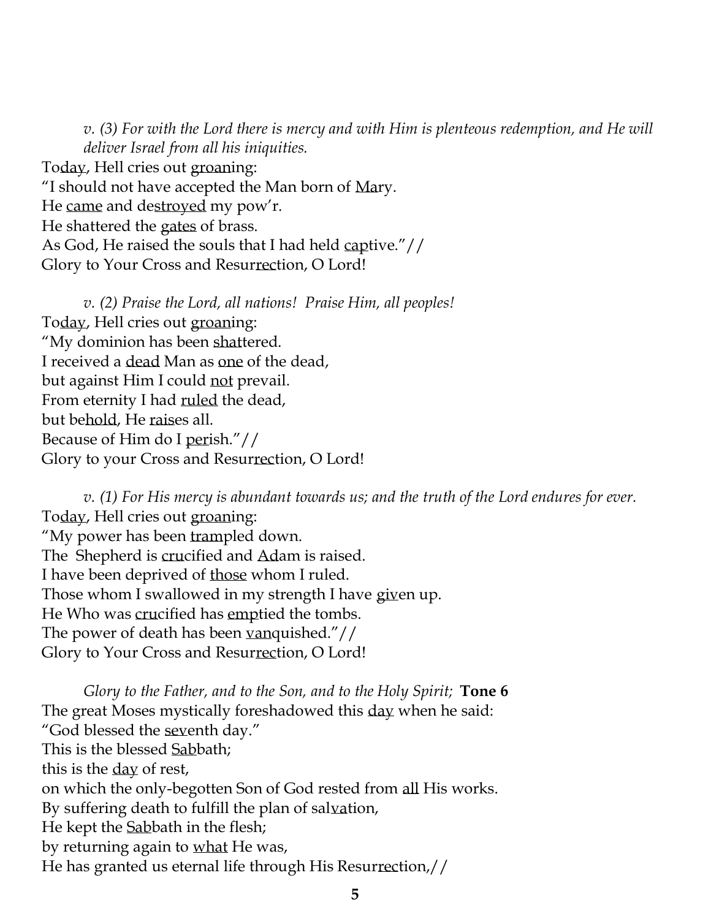*v. (3) For with the Lord there is mercy and with Him is plenteous redemption, and He will deliver Israel from all his iniquities.*

To<u>day</u>, Hell cries out <u>groan</u>ing:
"I should not have accepted the Man born of <u>Mar</u>y.
He <u>came</u> and de<u>stroyed</u> my pow'r.
He shattered the <u>gates</u> of brass.
As God, He raised the souls that I had held <u>cap</u>tive."//
Glory to Your Cross and Resur<u>rec</u>tion, O Lord!

*v. (2) Praise the Lord, all nations! Praise Him, all peoples!*

To<u>day</u>, Hell cries out <u>groan</u>ing:
"My dominion has been <u>shat</u>tered.
I received a <u>dead</u> Man as <u>one</u> of the dead,
but against Him I could <u>not</u> prevail.
From eternity I had <u>ruled</u> the dead,
but be<u>hold</u>, He <u>rais</u>es all.
Because of Him do I <u>per</u>ish."//
Glory to your Cross and Resur<u>rec</u>tion, O Lord!

*v. (1) For His mercy is abundant towards us; and the truth of the Lord endures for ever.*

To<u>day</u>, Hell cries out <u>groan</u>ing:
"My power has been <u>tram</u>pled down.
The Shepherd is <u>cru</u>cified and <u>Ad</u>am is raised.
I have been deprived of <u>those</u> whom I ruled.
Those whom I swallowed in my strength I have <u>giv</u>en up.
He Who was <u>cru</u>cified has <u>emp</u>tied the tombs.
The power of death has been <u>van</u>quished."//
Glory to Your Cross and Resur<u>rec</u>tion, O Lord!

*Glory to the Father, and to the Son, and to the Holy Spirit;* **Tone 6**

The great Moses mystically foreshadowed this <u>day</u> when he said:
"God blessed the <u>sev</u>enth day."
This is the blessed <u>Sab</u>bath;
this is the <u>day</u> of rest,
on which the only-begotten Son of God rested from <u>all</u> His works.
By suffering death to fulfill the plan of sal<u>va</u>tion,
He kept the <u>Sab</u>bath in the flesh;
by returning again to <u>what</u> He was,
He has granted us eternal life through His Resur<u>rec</u>tion,//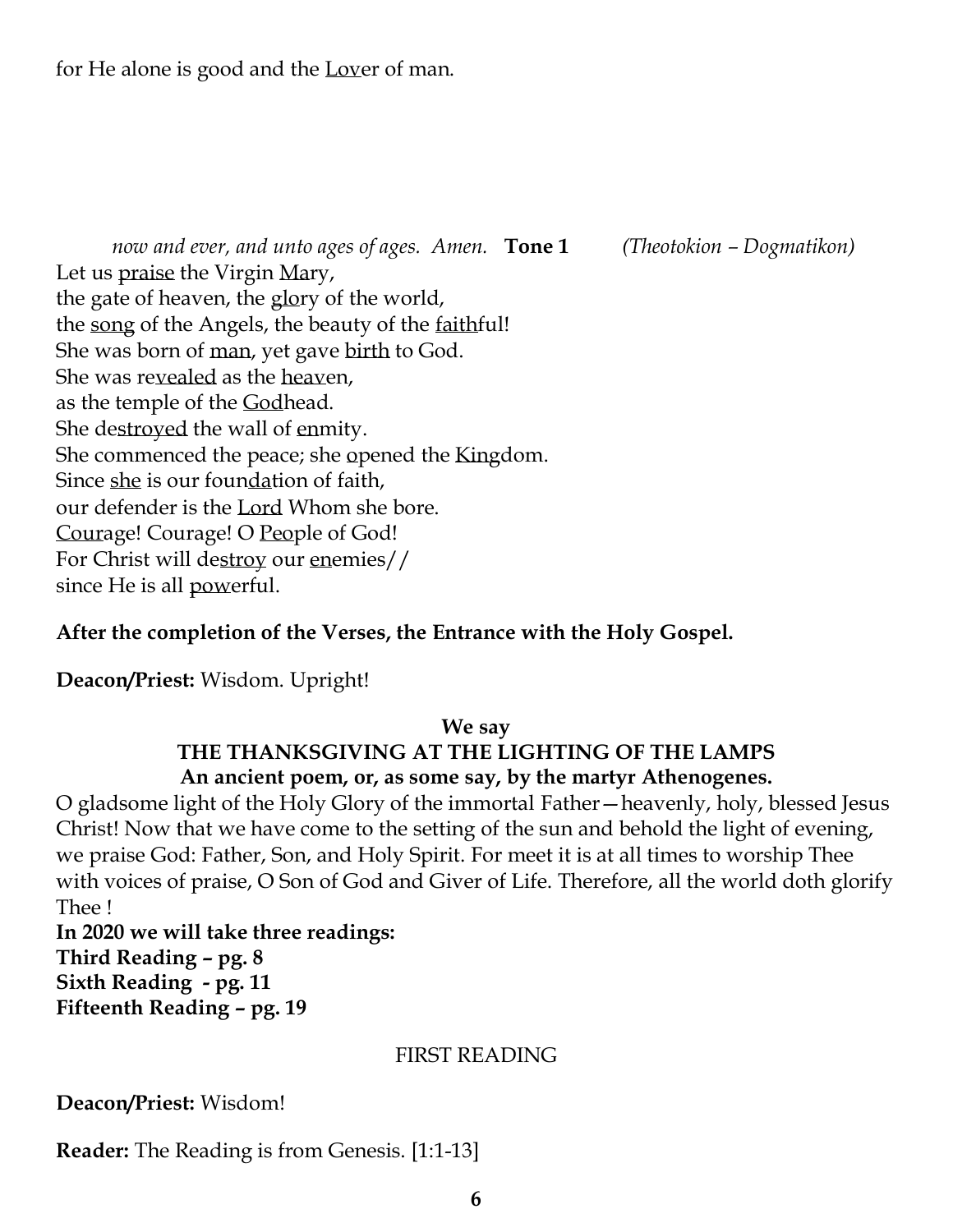for He alone is good and the <u>Lov</u>er of man.

*now and ever, and unto ages of ages. Amen.* **Tone 1** *(Theotokion – Dogmatikon)*

Let us <u>praise</u> the Virgin <u>Ma</u>ry,
the gate of heaven, the <u>glo</u>ry of the world,
the <u>song</u> of the Angels, the beauty of the <u>faith</u>ful!
She was born of <u>man</u>, yet gave <u>birth</u> to God.
She was re<u>vealed</u> as the <u>heav</u>en,
as the temple of the <u>God</u>head.
She de<u>stroyed</u> the wall of <u>en</u>mity.
She commenced the peace; she <u>o</u>pened the <u>King</u>dom.
Since <u>she</u> is our foun<u>da</u>tion of faith,
our defender is the <u>Lord</u> Whom she bore.
<u>Cour</u>age! Courage! O <u>Peo</u>ple of God!
For Christ will de<u>stroy</u> our <u>en</u>emies//
since He is all <u>pow</u>erful.

**After the completion of the Verses, the Entrance with the Holy Gospel.**

**Deacon/Priest:** Wisdom. Upright!

**We say**
**THE THANKSGIVING AT THE LIGHTING OF THE LAMPS**
**An ancient poem, or, as some say, by the martyr Athenogenes.**

O gladsome light of the Holy Glory of the immortal Father—heavenly, holy, blessed Jesus Christ! Now that we have come to the setting of the sun and behold the light of evening, we praise God: Father, Son, and Holy Spirit. For meet it is at all times to worship Thee with voices of praise, O Son of God and Giver of Life. Therefore, all the world doth glorify Thee !

**In 2020 we will take three readings:**
**Third Reading – pg. 8**
**Sixth Reading - pg. 11**
**Fifteenth Reading – pg. 19**

FIRST READING

**Deacon/Priest:** Wisdom!

**Reader:** The Reading is from Genesis. [1:1-13]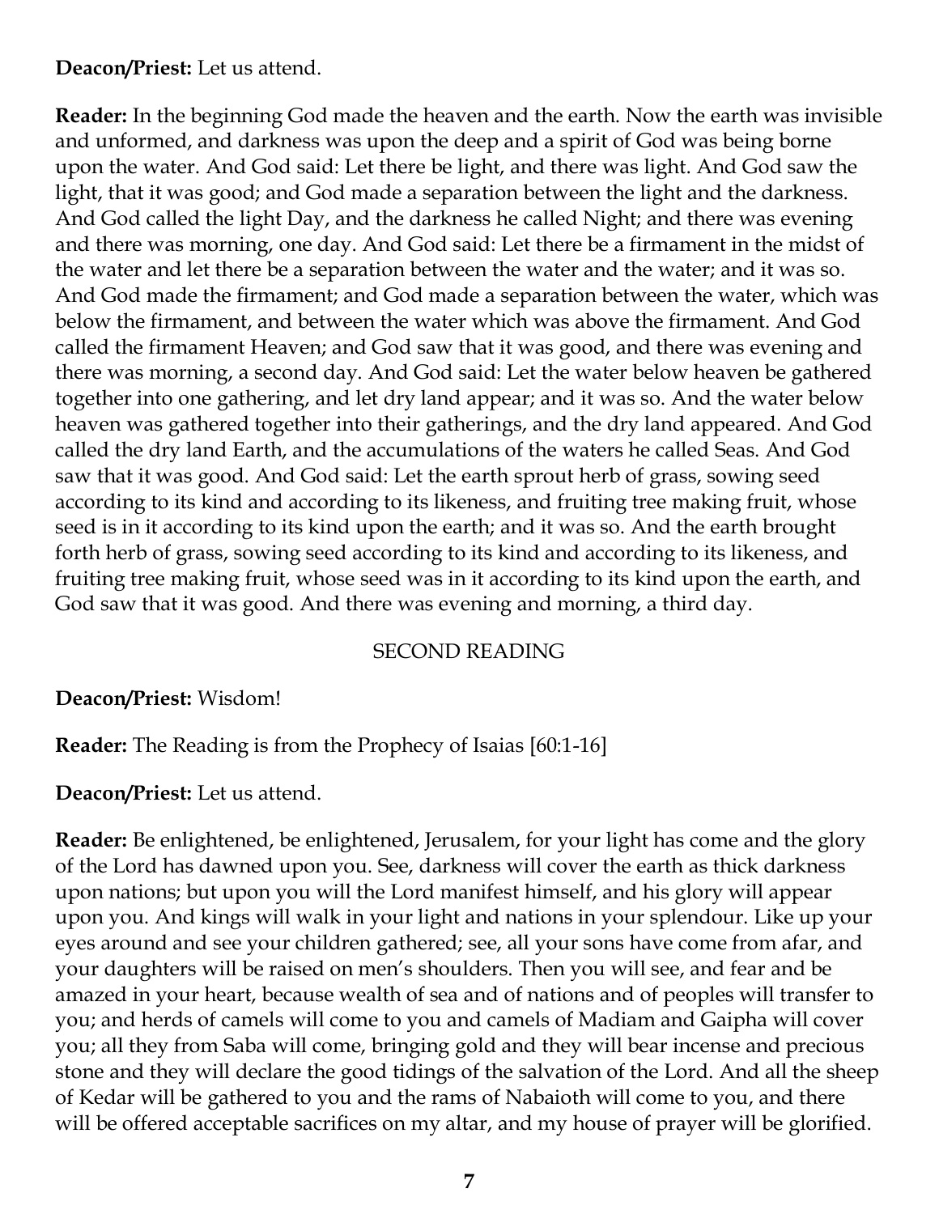**Deacon/Priest:** Let us attend.

**Reader:** In the beginning God made the heaven and the earth. Now the earth was invisible and unformed, and darkness was upon the deep and a spirit of God was being borne upon the water. And God said: Let there be light, and there was light. And God saw the light, that it was good; and God made a separation between the light and the darkness. And God called the light Day, and the darkness he called Night; and there was evening and there was morning, one day. And God said: Let there be a firmament in the midst of the water and let there be a separation between the water and the water; and it was so. And God made the firmament; and God made a separation between the water, which was below the firmament, and between the water which was above the firmament. And God called the firmament Heaven; and God saw that it was good, and there was evening and there was morning, a second day. And God said: Let the water below heaven be gathered together into one gathering, and let dry land appear; and it was so. And the water below heaven was gathered together into their gatherings, and the dry land appeared. And God called the dry land Earth, and the accumulations of the waters he called Seas. And God saw that it was good. And God said: Let the earth sprout herb of grass, sowing seed according to its kind and according to its likeness, and fruiting tree making fruit, whose seed is in it according to its kind upon the earth; and it was so. And the earth brought forth herb of grass, sowing seed according to its kind and according to its likeness, and fruiting tree making fruit, whose seed was in it according to its kind upon the earth, and God saw that it was good. And there was evening and morning, a third day.

SECOND READING

**Deacon/Priest:** Wisdom!

**Reader:** The Reading is from the Prophecy of Isaias [60:1-16]

**Deacon/Priest:** Let us attend.

**Reader:** Be enlightened, be enlightened, Jerusalem, for your light has come and the glory of the Lord has dawned upon you. See, darkness will cover the earth as thick darkness upon nations; but upon you will the Lord manifest himself, and his glory will appear upon you. And kings will walk in your light and nations in your splendour. Like up your eyes around and see your children gathered; see, all your sons have come from afar, and your daughters will be raised on men's shoulders. Then you will see, and fear and be amazed in your heart, because wealth of sea and of nations and of peoples will transfer to you; and herds of camels will come to you and camels of Madiam and Gaipha will cover you; all they from Saba will come, bringing gold and they will bear incense and precious stone and they will declare the good tidings of the salvation of the Lord. And all the sheep of Kedar will be gathered to you and the rams of Nabaioth will come to you, and there will be offered acceptable sacrifices on my altar, and my house of prayer will be glorified.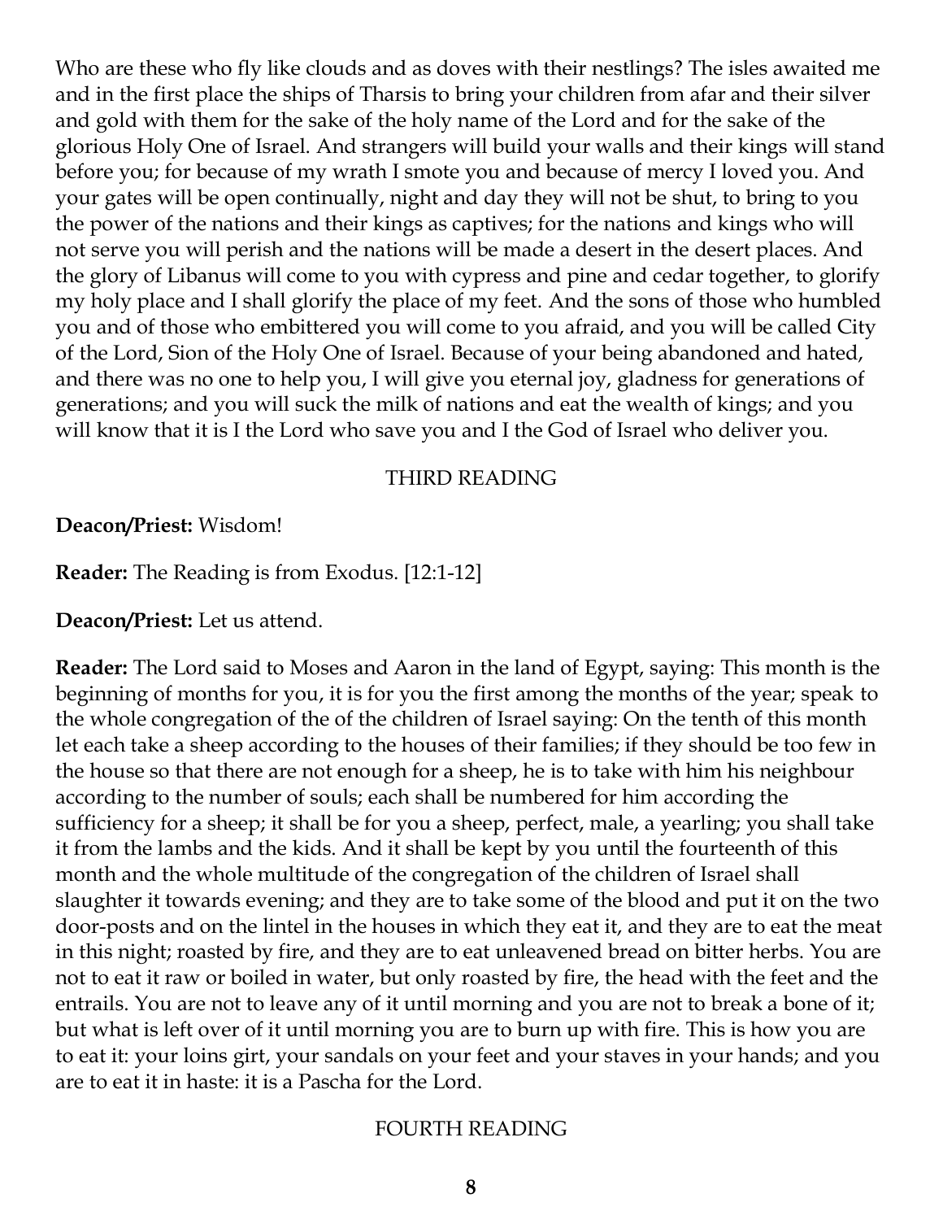Who are these who fly like clouds and as doves with their nestlings? The isles awaited me and in the first place the ships of Tharsis to bring your children from afar and their silver and gold with them for the sake of the holy name of the Lord and for the sake of the glorious Holy One of Israel. And strangers will build your walls and their kings will stand before you; for because of my wrath I smote you and because of mercy I loved you. And your gates will be open continually, night and day they will not be shut, to bring to you the power of the nations and their kings as captives; for the nations and kings who will not serve you will perish and the nations will be made a desert in the desert places. And the glory of Libanus will come to you with cypress and pine and cedar together, to glorify my holy place and I shall glorify the place of my feet. And the sons of those who humbled you and of those who embittered you will come to you afraid, and you will be called City of the Lord, Sion of the Holy One of Israel. Because of your being abandoned and hated, and there was no one to help you, I will give you eternal joy, gladness for generations of generations; and you will suck the milk of nations and eat the wealth of kings; and you will know that it is I the Lord who save you and I the God of Israel who deliver you.

## THIRD READING

**Deacon/Priest:** Wisdom!

**Reader:** The Reading is from Exodus. [12:1-12]

**Deacon/Priest:** Let us attend.

**Reader:** The Lord said to Moses and Aaron in the land of Egypt, saying: This month is the beginning of months for you, it is for you the first among the months of the year; speak to the whole congregation of the of the children of Israel saying: On the tenth of this month let each take a sheep according to the houses of their families; if they should be too few in the house so that there are not enough for a sheep, he is to take with him his neighbour according to the number of souls; each shall be numbered for him according the sufficiency for a sheep; it shall be for you a sheep, perfect, male, a yearling; you shall take it from the lambs and the kids. And it shall be kept by you until the fourteenth of this month and the whole multitude of the congregation of the children of Israel shall slaughter it towards evening; and they are to take some of the blood and put it on the two door-posts and on the lintel in the houses in which they eat it, and they are to eat the meat in this night; roasted by fire, and they are to eat unleavened bread on bitter herbs. You are not to eat it raw or boiled in water, but only roasted by fire, the head with the feet and the entrails. You are not to leave any of it until morning and you are not to break a bone of it; but what is left over of it until morning you are to burn up with fire. This is how you are to eat it: your loins girt, your sandals on your feet and your staves in your hands; and you are to eat it in haste: it is a Pascha for the Lord.

## FOURTH READING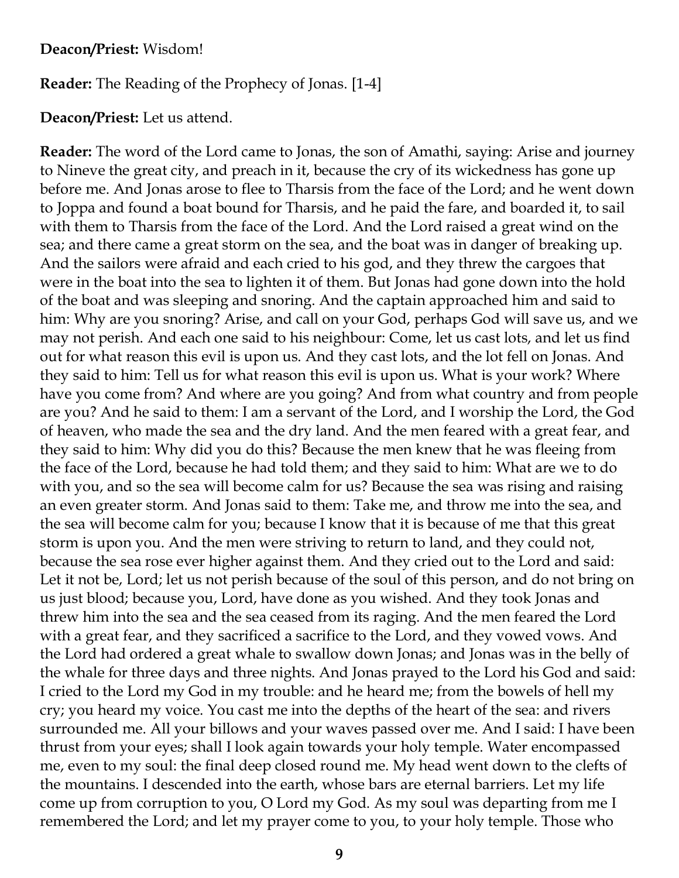**Deacon/Priest:** Wisdom!

**Reader:** The Reading of the Prophecy of Jonas. [1-4]

**Deacon/Priest:** Let us attend.

**Reader:** The word of the Lord came to Jonas, the son of Amathi, saying: Arise and journey to Nineve the great city, and preach in it, because the cry of its wickedness has gone up before me. And Jonas arose to flee to Tharsis from the face of the Lord; and he went down to Joppa and found a boat bound for Tharsis, and he paid the fare, and boarded it, to sail with them to Tharsis from the face of the Lord. And the Lord raised a great wind on the sea; and there came a great storm on the sea, and the boat was in danger of breaking up. And the sailors were afraid and each cried to his god, and they threw the cargoes that were in the boat into the sea to lighten it of them. But Jonas had gone down into the hold of the boat and was sleeping and snoring. And the captain approached him and said to him: Why are you snoring? Arise, and call on your God, perhaps God will save us, and we may not perish. And each one said to his neighbour: Come, let us cast lots, and let us find out for what reason this evil is upon us. And they cast lots, and the lot fell on Jonas. And they said to him: Tell us for what reason this evil is upon us. What is your work? Where have you come from? And where are you going? And from what country and from people are you? And he said to them: I am a servant of the Lord, and I worship the Lord, the God of heaven, who made the sea and the dry land. And the men feared with a great fear, and they said to him: Why did you do this? Because the men knew that he was fleeing from the face of the Lord, because he had told them; and they said to him: What are we to do with you, and so the sea will become calm for us? Because the sea was rising and raising an even greater storm. And Jonas said to them: Take me, and throw me into the sea, and the sea will become calm for you; because I know that it is because of me that this great storm is upon you. And the men were striving to return to land, and they could not, because the sea rose ever higher against them. And they cried out to the Lord and said: Let it not be, Lord; let us not perish because of the soul of this person, and do not bring on us just blood; because you, Lord, have done as you wished. And they took Jonas and threw him into the sea and the sea ceased from its raging. And the men feared the Lord with a great fear, and they sacrificed a sacrifice to the Lord, and they vowed vows. And the Lord had ordered a great whale to swallow down Jonas; and Jonas was in the belly of the whale for three days and three nights. And Jonas prayed to the Lord his God and said: I cried to the Lord my God in my trouble: and he heard me; from the bowels of hell my cry; you heard my voice. You cast me into the depths of the heart of the sea: and rivers surrounded me. All your billows and your waves passed over me. And I said: I have been thrust from your eyes; shall I look again towards your holy temple. Water encompassed me, even to my soul: the final deep closed round me. My head went down to the clefts of the mountains. I descended into the earth, whose bars are eternal barriers. Let my life come up from corruption to you, O Lord my God. As my soul was departing from me I remembered the Lord; and let my prayer come to you, to your holy temple. Those who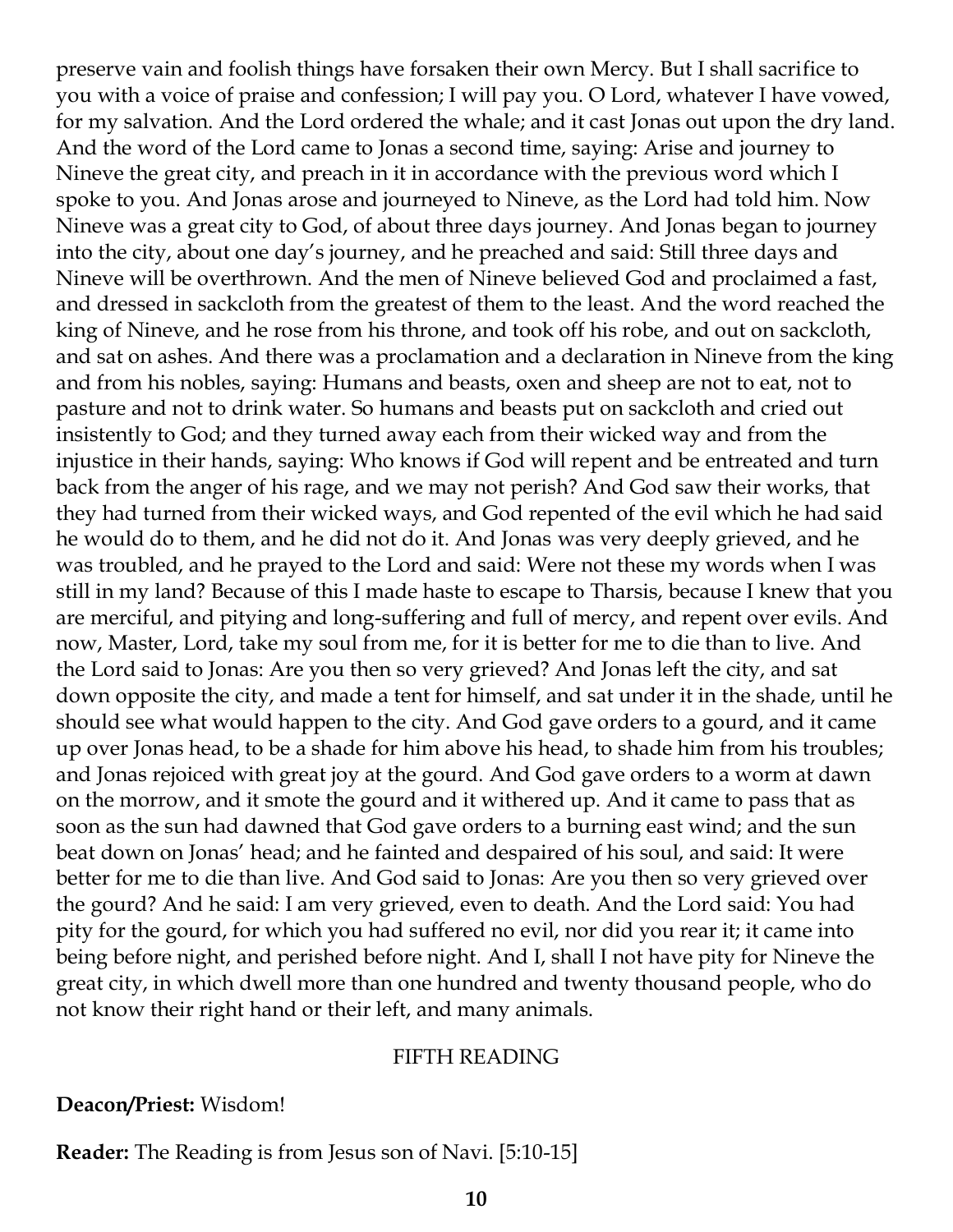preserve vain and foolish things have forsaken their own Mercy. But I shall sacrifice to you with a voice of praise and confession; I will pay you. O Lord, whatever I have vowed, for my salvation. And the Lord ordered the whale; and it cast Jonas out upon the dry land. And the word of the Lord came to Jonas a second time, saying: Arise and journey to Nineve the great city, and preach in it in accordance with the previous word which I spoke to you. And Jonas arose and journeyed to Nineve, as the Lord had told him. Now Nineve was a great city to God, of about three days journey. And Jonas began to journey into the city, about one day's journey, and he preached and said: Still three days and Nineve will be overthrown. And the men of Nineve believed God and proclaimed a fast, and dressed in sackcloth from the greatest of them to the least. And the word reached the king of Nineve, and he rose from his throne, and took off his robe, and out on sackcloth, and sat on ashes. And there was a proclamation and a declaration in Nineve from the king and from his nobles, saying: Humans and beasts, oxen and sheep are not to eat, not to pasture and not to drink water. So humans and beasts put on sackcloth and cried out insistently to God; and they turned away each from their wicked way and from the injustice in their hands, saying: Who knows if God will repent and be entreated and turn back from the anger of his rage, and we may not perish? And God saw their works, that they had turned from their wicked ways, and God repented of the evil which he had said he would do to them, and he did not do it. And Jonas was very deeply grieved, and he was troubled, and he prayed to the Lord and said: Were not these my words when I was still in my land? Because of this I made haste to escape to Tharsis, because I knew that you are merciful, and pitying and long-suffering and full of mercy, and repent over evils. And now, Master, Lord, take my soul from me, for it is better for me to die than to live. And the Lord said to Jonas: Are you then so very grieved? And Jonas left the city, and sat down opposite the city, and made a tent for himself, and sat under it in the shade, until he should see what would happen to the city. And God gave orders to a gourd, and it came up over Jonas head, to be a shade for him above his head, to shade him from his troubles; and Jonas rejoiced with great joy at the gourd. And God gave orders to a worm at dawn on the morrow, and it smote the gourd and it withered up. And it came to pass that as soon as the sun had dawned that God gave orders to a burning east wind; and the sun beat down on Jonas' head; and he fainted and despaired of his soul, and said: It were better for me to die than live. And God said to Jonas: Are you then so very grieved over the gourd? And he said: I am very grieved, even to death. And the Lord said: You had pity for the gourd, for which you had suffered no evil, nor did you rear it; it came into being before night, and perished before night. And I, shall I not have pity for Nineve the great city, in which dwell more than one hundred and twenty thousand people, who do not know their right hand or their left, and many animals.

FIFTH READING

**Deacon/Priest:** Wisdom!

**Reader:** The Reading is from Jesus son of Navi. [5:10-15]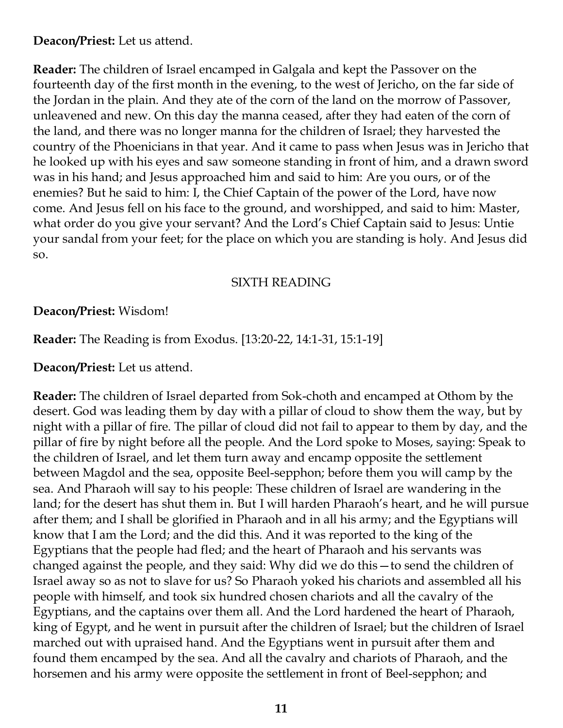**Deacon/Priest:** Let us attend.

**Reader:** The children of Israel encamped in Galgala and kept the Passover on the fourteenth day of the first month in the evening, to the west of Jericho, on the far side of the Jordan in the plain. And they ate of the corn of the land on the morrow of Passover, unleavened and new. On this day the manna ceased, after they had eaten of the corn of the land, and there was no longer manna for the children of Israel; they harvested the country of the Phoenicians in that year. And it came to pass when Jesus was in Jericho that he looked up with his eyes and saw someone standing in front of him, and a drawn sword was in his hand; and Jesus approached him and said to him: Are you ours, or of the enemies? But he said to him: I, the Chief Captain of the power of the Lord, have now come. And Jesus fell on his face to the ground, and worshipped, and said to him: Master, what order do you give your servant? And the Lord's Chief Captain said to Jesus: Untie your sandal from your feet; for the place on which you are standing is holy. And Jesus did so.

## SIXTH READING

**Deacon/Priest:** Wisdom!

**Reader:** The Reading is from Exodus. [13:20-22, 14:1-31, 15:1-19]

**Deacon/Priest:** Let us attend.

**Reader:** The children of Israel departed from Sok-choth and encamped at Othom by the desert. God was leading them by day with a pillar of cloud to show them the way, but by night with a pillar of fire. The pillar of cloud did not fail to appear to them by day, and the pillar of fire by night before all the people. And the Lord spoke to Moses, saying: Speak to the children of Israel, and let them turn away and encamp opposite the settlement between Magdol and the sea, opposite Beel-sepphon; before them you will camp by the sea. And Pharaoh will say to his people: These children of Israel are wandering in the land; for the desert has shut them in. But I will harden Pharaoh's heart, and he will pursue after them; and I shall be glorified in Pharaoh and in all his army; and the Egyptians will know that I am the Lord; and the did this. And it was reported to the king of the Egyptians that the people had fled; and the heart of Pharaoh and his servants was changed against the people, and they said: Why did we do this—to send the children of Israel away so as not to slave for us? So Pharaoh yoked his chariots and assembled all his people with himself, and took six hundred chosen chariots and all the cavalry of the Egyptians, and the captains over them all. And the Lord hardened the heart of Pharaoh, king of Egypt, and he went in pursuit after the children of Israel; but the children of Israel marched out with upraised hand. And the Egyptians went in pursuit after them and found them encamped by the sea. And all the cavalry and chariots of Pharaoh, and the horsemen and his army were opposite the settlement in front of Beel-sepphon; and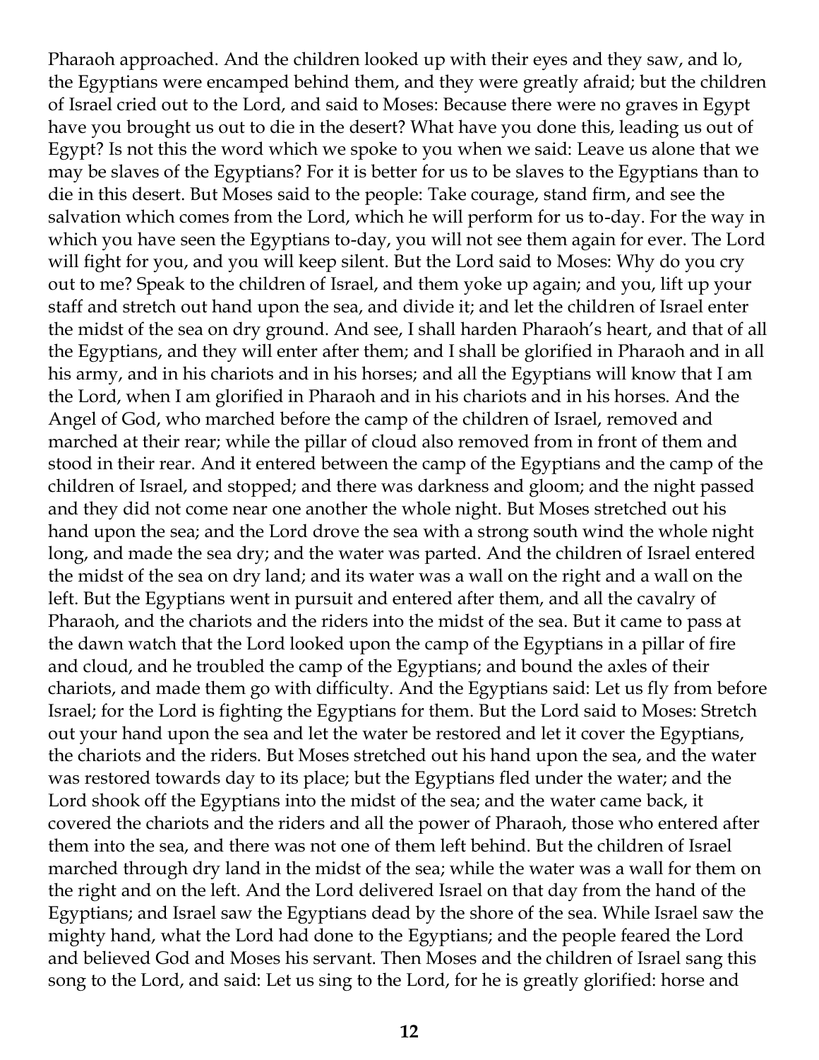Pharaoh approached. And the children looked up with their eyes and they saw, and lo, the Egyptians were encamped behind them, and they were greatly afraid; but the children of Israel cried out to the Lord, and said to Moses: Because there were no graves in Egypt have you brought us out to die in the desert? What have you done this, leading us out of Egypt? Is not this the word which we spoke to you when we said: Leave us alone that we may be slaves of the Egyptians? For it is better for us to be slaves to the Egyptians than to die in this desert. But Moses said to the people: Take courage, stand firm, and see the salvation which comes from the Lord, which he will perform for us to-day. For the way in which you have seen the Egyptians to-day, you will not see them again for ever. The Lord will fight for you, and you will keep silent. But the Lord said to Moses: Why do you cry out to me? Speak to the children of Israel, and them yoke up again; and you, lift up your staff and stretch out hand upon the sea, and divide it; and let the children of Israel enter the midst of the sea on dry ground. And see, I shall harden Pharaoh's heart, and that of all the Egyptians, and they will enter after them; and I shall be glorified in Pharaoh and in all his army, and in his chariots and in his horses; and all the Egyptians will know that I am the Lord, when I am glorified in Pharaoh and in his chariots and in his horses. And the Angel of God, who marched before the camp of the children of Israel, removed and marched at their rear; while the pillar of cloud also removed from in front of them and stood in their rear. And it entered between the camp of the Egyptians and the camp of the children of Israel, and stopped; and there was darkness and gloom; and the night passed and they did not come near one another the whole night. But Moses stretched out his hand upon the sea; and the Lord drove the sea with a strong south wind the whole night long, and made the sea dry; and the water was parted. And the children of Israel entered the midst of the sea on dry land; and its water was a wall on the right and a wall on the left. But the Egyptians went in pursuit and entered after them, and all the cavalry of Pharaoh, and the chariots and the riders into the midst of the sea. But it came to pass at the dawn watch that the Lord looked upon the camp of the Egyptians in a pillar of fire and cloud, and he troubled the camp of the Egyptians; and bound the axles of their chariots, and made them go with difficulty. And the Egyptians said: Let us fly from before Israel; for the Lord is fighting the Egyptians for them. But the Lord said to Moses: Stretch out your hand upon the sea and let the water be restored and let it cover the Egyptians, the chariots and the riders. But Moses stretched out his hand upon the sea, and the water was restored towards day to its place; but the Egyptians fled under the water; and the Lord shook off the Egyptians into the midst of the sea; and the water came back, it covered the chariots and the riders and all the power of Pharaoh, those who entered after them into the sea, and there was not one of them left behind. But the children of Israel marched through dry land in the midst of the sea; while the water was a wall for them on the right and on the left. And the Lord delivered Israel on that day from the hand of the Egyptians; and Israel saw the Egyptians dead by the shore of the sea. While Israel saw the mighty hand, what the Lord had done to the Egyptians; and the people feared the Lord and believed God and Moses his servant. Then Moses and the children of Israel sang this song to the Lord, and said: Let us sing to the Lord, for he is greatly glorified: horse and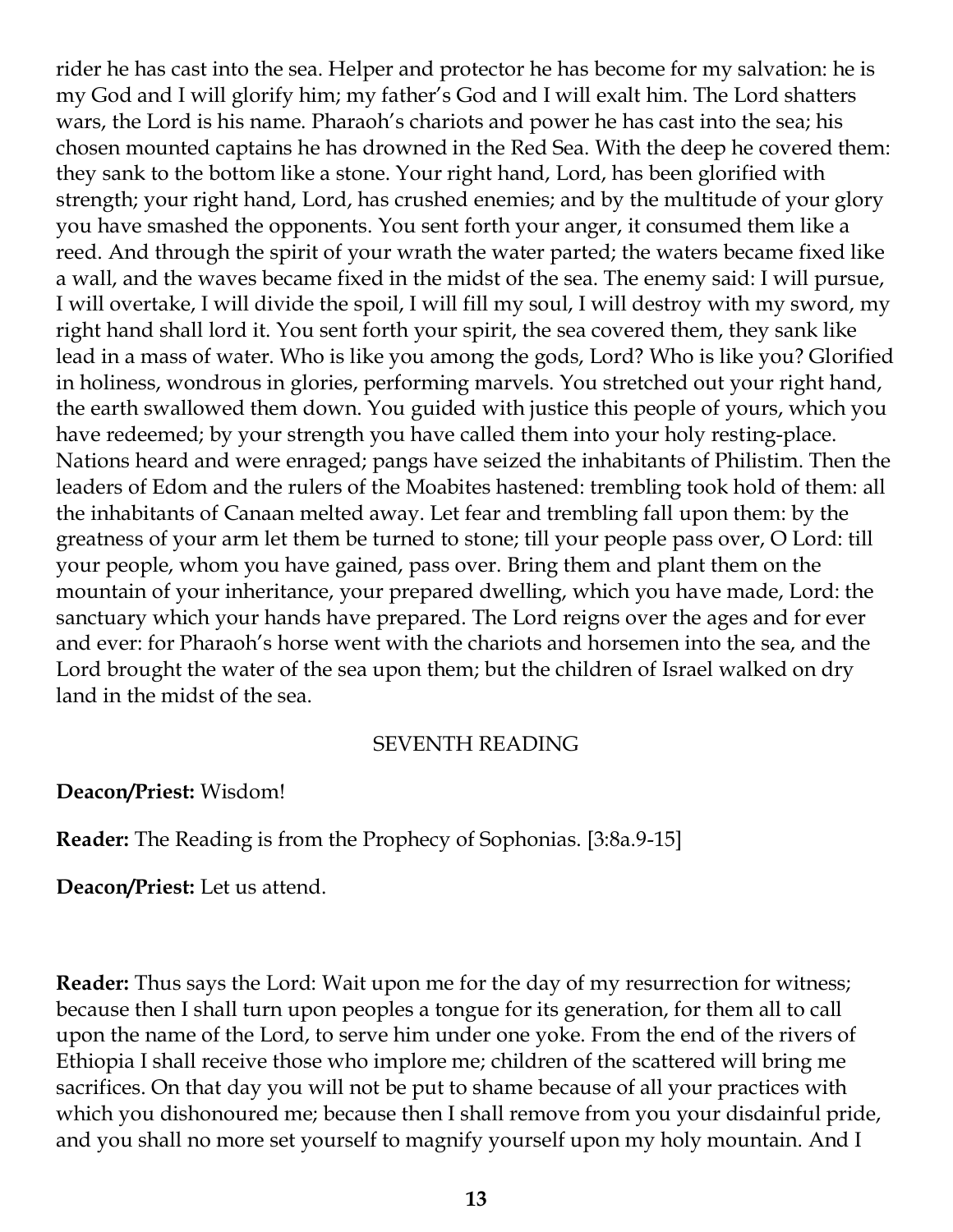rider he has cast into the sea. Helper and protector he has become for my salvation: he is my God and I will glorify him; my father's God and I will exalt him. The Lord shatters wars, the Lord is his name. Pharaoh's chariots and power he has cast into the sea; his chosen mounted captains he has drowned in the Red Sea. With the deep he covered them: they sank to the bottom like a stone. Your right hand, Lord, has been glorified with strength; your right hand, Lord, has crushed enemies; and by the multitude of your glory you have smashed the opponents. You sent forth your anger, it consumed them like a reed. And through the spirit of your wrath the water parted; the waters became fixed like a wall, and the waves became fixed in the midst of the sea. The enemy said: I will pursue, I will overtake, I will divide the spoil, I will fill my soul, I will destroy with my sword, my right hand shall lord it. You sent forth your spirit, the sea covered them, they sank like lead in a mass of water. Who is like you among the gods, Lord? Who is like you? Glorified in holiness, wondrous in glories, performing marvels. You stretched out your right hand, the earth swallowed them down. You guided with justice this people of yours, which you have redeemed; by your strength you have called them into your holy resting-place. Nations heard and were enraged; pangs have seized the inhabitants of Philistim. Then the leaders of Edom and the rulers of the Moabites hastened: trembling took hold of them: all the inhabitants of Canaan melted away. Let fear and trembling fall upon them: by the greatness of your arm let them be turned to stone; till your people pass over, O Lord: till your people, whom you have gained, pass over. Bring them and plant them on the mountain of your inheritance, your prepared dwelling, which you have made, Lord: the sanctuary which your hands have prepared. The Lord reigns over the ages and for ever and ever: for Pharaoh's horse went with the chariots and horsemen into the sea, and the Lord brought the water of the sea upon them; but the children of Israel walked on dry land in the midst of the sea.

## SEVENTH READING

**Deacon/Priest:** Wisdom!

**Reader:** The Reading is from the Prophecy of Sophonias. [3:8a.9-15]

**Deacon/Priest:** Let us attend.

**Reader:** Thus says the Lord: Wait upon me for the day of my resurrection for witness; because then I shall turn upon peoples a tongue for its generation, for them all to call upon the name of the Lord, to serve him under one yoke. From the end of the rivers of Ethiopia I shall receive those who implore me; children of the scattered will bring me sacrifices. On that day you will not be put to shame because of all your practices with which you dishonoured me; because then I shall remove from you your disdainful pride, and you shall no more set yourself to magnify yourself upon my holy mountain. And I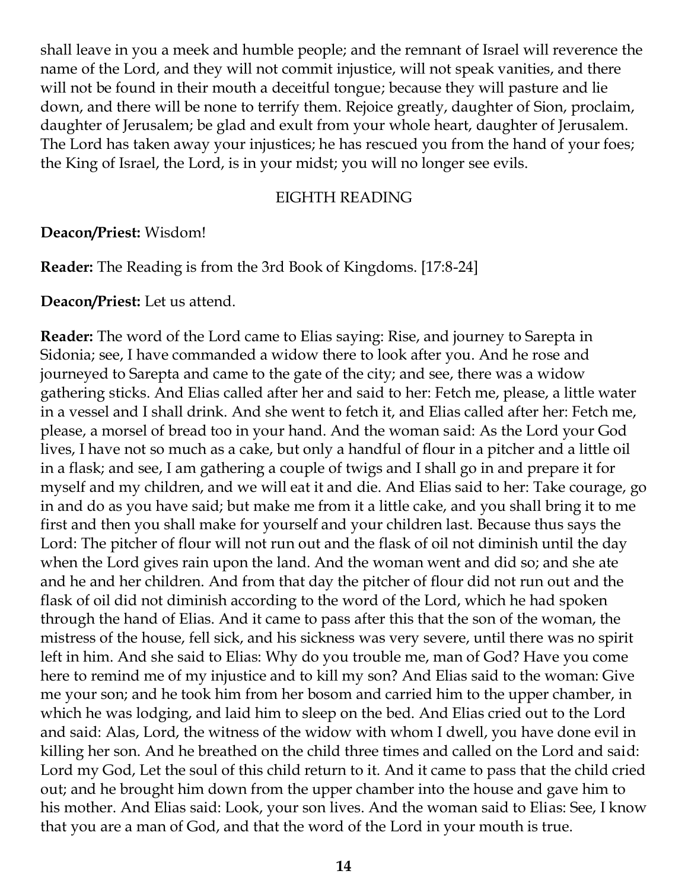shall leave in you a meek and humble people; and the remnant of Israel will reverence the name of the Lord, and they will not commit injustice, will not speak vanities, and there will not be found in their mouth a deceitful tongue; because they will pasture and lie down, and there will be none to terrify them. Rejoice greatly, daughter of Sion, proclaim, daughter of Jerusalem; be glad and exult from your whole heart, daughter of Jerusalem. The Lord has taken away your injustices; he has rescued you from the hand of your foes; the King of Israel, the Lord, is in your midst; you will no longer see evils.

## EIGHTH READING

**Deacon/Priest:** Wisdom!

**Reader:** The Reading is from the 3rd Book of Kingdoms. [17:8-24]

**Deacon/Priest:** Let us attend.

**Reader:** The word of the Lord came to Elias saying: Rise, and journey to Sarepta in Sidonia; see, I have commanded a widow there to look after you. And he rose and journeyed to Sarepta and came to the gate of the city; and see, there was a widow gathering sticks. And Elias called after her and said to her: Fetch me, please, a little water in a vessel and I shall drink. And she went to fetch it, and Elias called after her: Fetch me, please, a morsel of bread too in your hand. And the woman said: As the Lord your God lives, I have not so much as a cake, but only a handful of flour in a pitcher and a little oil in a flask; and see, I am gathering a couple of twigs and I shall go in and prepare it for myself and my children, and we will eat it and die. And Elias said to her: Take courage, go in and do as you have said; but make me from it a little cake, and you shall bring it to me first and then you shall make for yourself and your children last. Because thus says the Lord: The pitcher of flour will not run out and the flask of oil not diminish until the day when the Lord gives rain upon the land. And the woman went and did so; and she ate and he and her children. And from that day the pitcher of flour did not run out and the flask of oil did not diminish according to the word of the Lord, which he had spoken through the hand of Elias. And it came to pass after this that the son of the woman, the mistress of the house, fell sick, and his sickness was very severe, until there was no spirit left in him. And she said to Elias: Why do you trouble me, man of God? Have you come here to remind me of my injustice and to kill my son? And Elias said to the woman: Give me your son; and he took him from her bosom and carried him to the upper chamber, in which he was lodging, and laid him to sleep on the bed. And Elias cried out to the Lord and said: Alas, Lord, the witness of the widow with whom I dwell, you have done evil in killing her son. And he breathed on the child three times and called on the Lord and said: Lord my God, Let the soul of this child return to it. And it came to pass that the child cried out; and he brought him down from the upper chamber into the house and gave him to his mother. And Elias said: Look, your son lives. And the woman said to Elias: See, I know that you are a man of God, and that the word of the Lord in your mouth is true.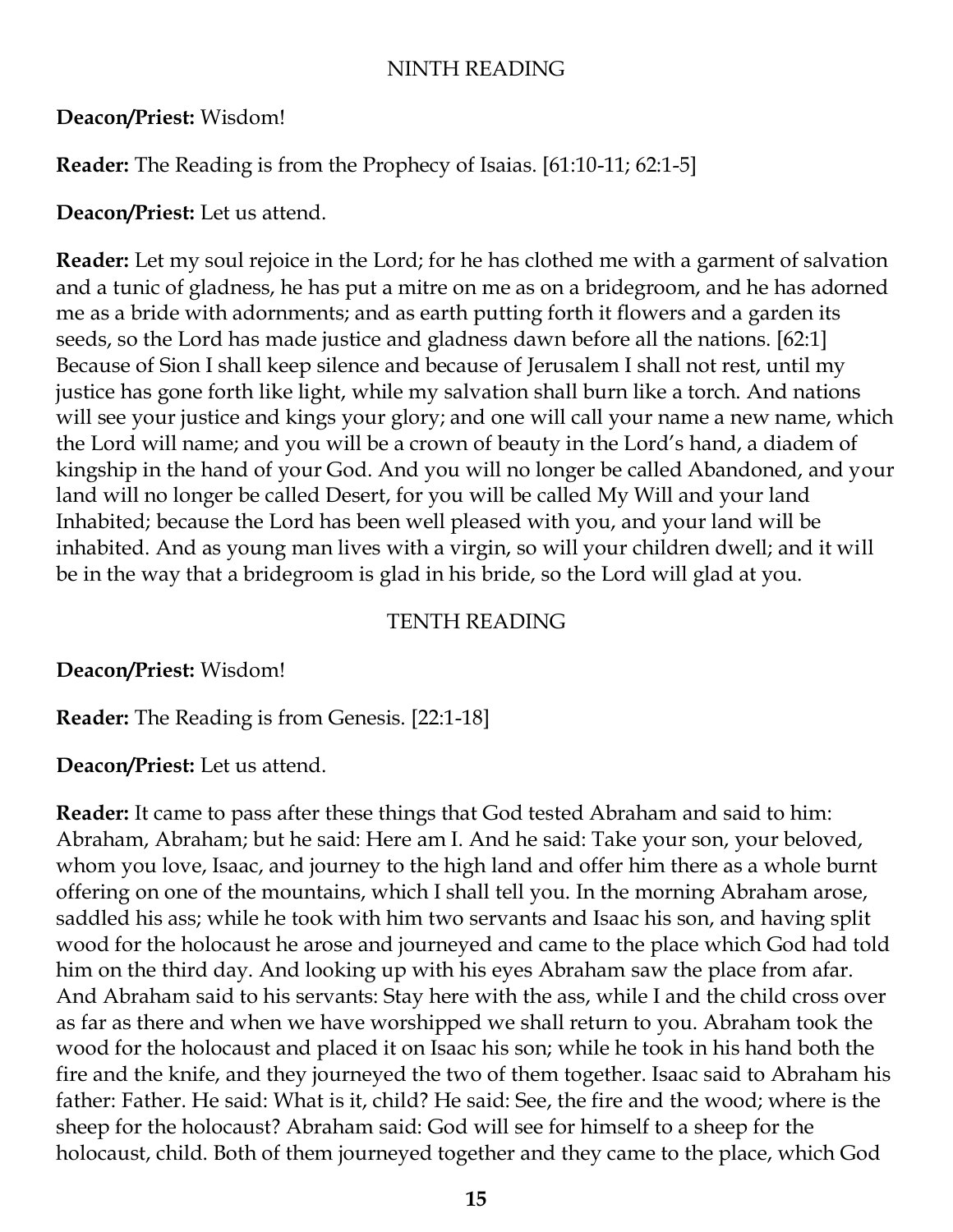## NINTH READING

**Deacon/Priest:** Wisdom!

**Reader:** The Reading is from the Prophecy of Isaias. [61:10-11; 62:1-5]

**Deacon/Priest:** Let us attend.

**Reader:** Let my soul rejoice in the Lord; for he has clothed me with a garment of salvation and a tunic of gladness, he has put a mitre on me as on a bridegroom, and he has adorned me as a bride with adornments; and as earth putting forth it flowers and a garden its seeds, so the Lord has made justice and gladness dawn before all the nations. [62:1] Because of Sion I shall keep silence and because of Jerusalem I shall not rest, until my justice has gone forth like light, while my salvation shall burn like a torch. And nations will see your justice and kings your glory; and one will call your name a new name, which the Lord will name; and you will be a crown of beauty in the Lord's hand, a diadem of kingship in the hand of your God. And you will no longer be called Abandoned, and your land will no longer be called Desert, for you will be called My Will and your land Inhabited; because the Lord has been well pleased with you, and your land will be inhabited. And as young man lives with a virgin, so will your children dwell; and it will be in the way that a bridegroom is glad in his bride, so the Lord will glad at you.

## TENTH READING

**Deacon/Priest:** Wisdom!

**Reader:** The Reading is from Genesis. [22:1-18]

**Deacon/Priest:** Let us attend.

**Reader:** It came to pass after these things that God tested Abraham and said to him: Abraham, Abraham; but he said: Here am I. And he said: Take your son, your beloved, whom you love, Isaac, and journey to the high land and offer him there as a whole burnt offering on one of the mountains, which I shall tell you. In the morning Abraham arose, saddled his ass; while he took with him two servants and Isaac his son, and having split wood for the holocaust he arose and journeyed and came to the place which God had told him on the third day. And looking up with his eyes Abraham saw the place from afar. And Abraham said to his servants: Stay here with the ass, while I and the child cross over as far as there and when we have worshipped we shall return to you. Abraham took the wood for the holocaust and placed it on Isaac his son; while he took in his hand both the fire and the knife, and they journeyed the two of them together. Isaac said to Abraham his father: Father. He said: What is it, child? He said: See, the fire and the wood; where is the sheep for the holocaust? Abraham said: God will see for himself to a sheep for the holocaust, child. Both of them journeyed together and they came to the place, which God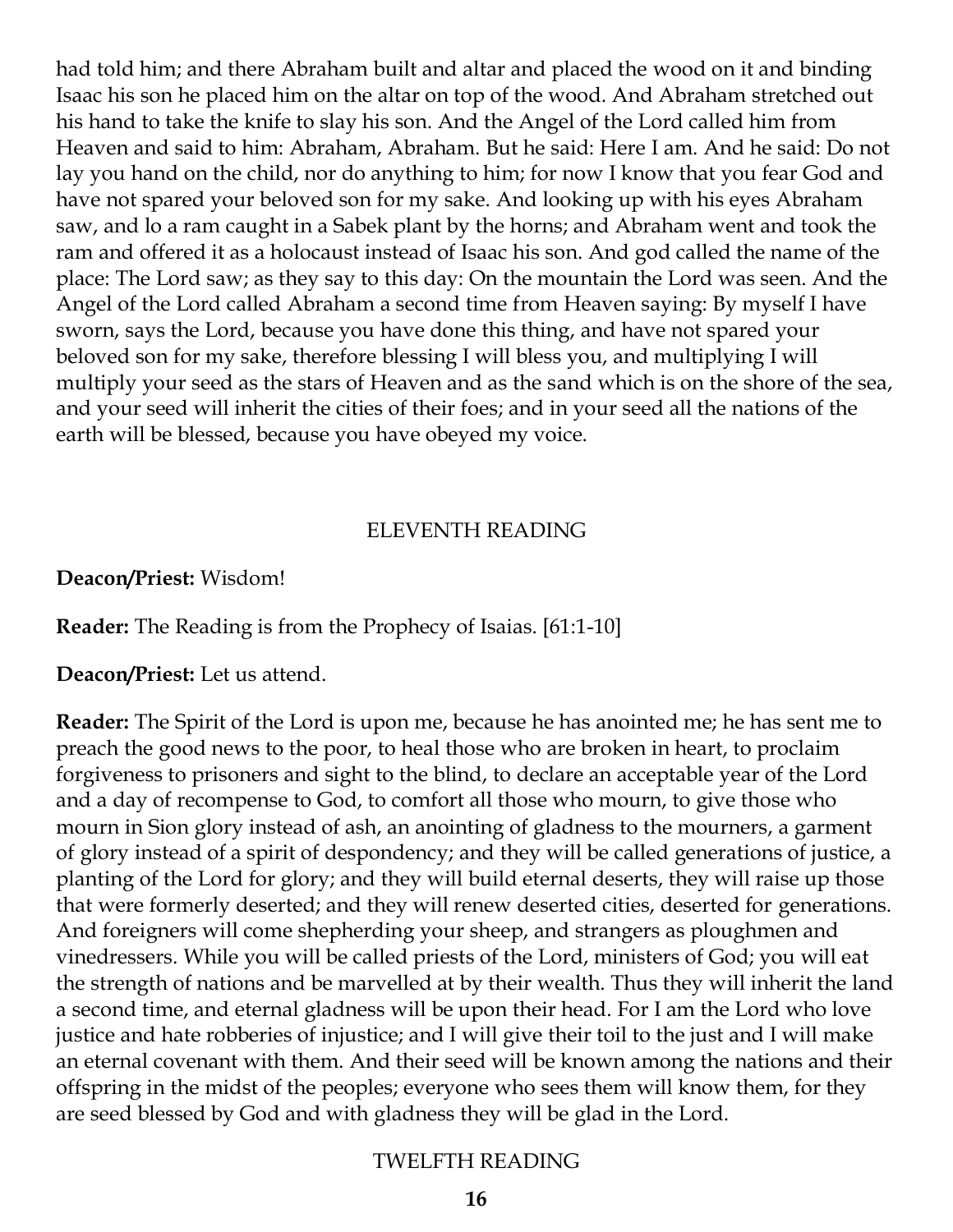had told him; and there Abraham built and altar and placed the wood on it and binding Isaac his son he placed him on the altar on top of the wood. And Abraham stretched out his hand to take the knife to slay his son. And the Angel of the Lord called him from Heaven and said to him: Abraham, Abraham. But he said: Here I am. And he said: Do not lay you hand on the child, nor do anything to him; for now I know that you fear God and have not spared your beloved son for my sake. And looking up with his eyes Abraham saw, and lo a ram caught in a Sabek plant by the horns; and Abraham went and took the ram and offered it as a holocaust instead of Isaac his son. And god called the name of the place: The Lord saw; as they say to this day: On the mountain the Lord was seen. And the Angel of the Lord called Abraham a second time from Heaven saying: By myself I have sworn, says the Lord, because you have done this thing, and have not spared your beloved son for my sake, therefore blessing I will bless you, and multiplying I will multiply your seed as the stars of Heaven and as the sand which is on the shore of the sea, and your seed will inherit the cities of their foes; and in your seed all the nations of the earth will be blessed, because you have obeyed my voice.

## ELEVENTH READING

**Deacon/Priest:** Wisdom!

**Reader:** The Reading is from the Prophecy of Isaias. [61:1-10]

**Deacon/Priest:** Let us attend.

**Reader:** The Spirit of the Lord is upon me, because he has anointed me; he has sent me to preach the good news to the poor, to heal those who are broken in heart, to proclaim forgiveness to prisoners and sight to the blind, to declare an acceptable year of the Lord and a day of recompense to God, to comfort all those who mourn, to give those who mourn in Sion glory instead of ash, an anointing of gladness to the mourners, a garment of glory instead of a spirit of despondency; and they will be called generations of justice, a planting of the Lord for glory; and they will build eternal deserts, they will raise up those that were formerly deserted; and they will renew deserted cities, deserted for generations. And foreigners will come shepherding your sheep, and strangers as ploughmen and vinedressers. While you will be called priests of the Lord, ministers of God; you will eat the strength of nations and be marvelled at by their wealth. Thus they will inherit the land a second time, and eternal gladness will be upon their head. For I am the Lord who love justice and hate robberies of injustice; and I will give their toil to the just and I will make an eternal covenant with them. And their seed will be known among the nations and their offspring in the midst of the peoples; everyone who sees them will know them, for they are seed blessed by God and with gladness they will be glad in the Lord.

## TWELFTH READING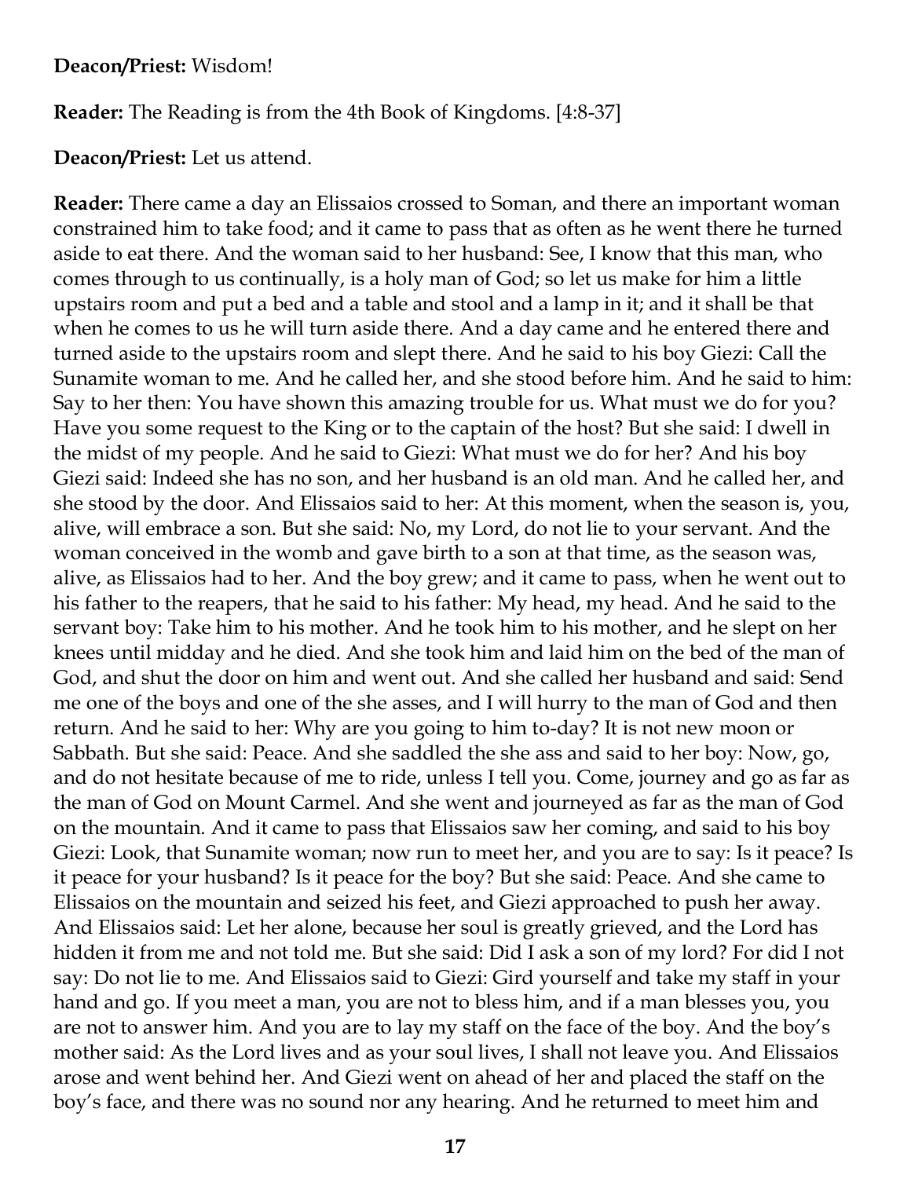**Deacon/Priest:** Wisdom!

**Reader:** The Reading is from the 4th Book of Kingdoms. [4:8-37]

**Deacon/Priest:** Let us attend.

**Reader:** There came a day an Elissaios crossed to Soman, and there an important woman constrained him to take food; and it came to pass that as often as he went there he turned aside to eat there. And the woman said to her husband: See, I know that this man, who comes through to us continually, is a holy man of God; so let us make for him a little upstairs room and put a bed and a table and stool and a lamp in it; and it shall be that when he comes to us he will turn aside there. And a day came and he entered there and turned aside to the upstairs room and slept there. And he said to his boy Giezi: Call the Sunamite woman to me. And he called her, and she stood before him. And he said to him: Say to her then: You have shown this amazing trouble for us. What must we do for you? Have you some request to the King or to the captain of the host? But she said: I dwell in the midst of my people. And he said to Giezi: What must we do for her? And his boy Giezi said: Indeed she has no son, and her husband is an old man. And he called her, and she stood by the door. And Elissaios said to her: At this moment, when the season is, you, alive, will embrace a son. But she said: No, my Lord, do not lie to your servant. And the woman conceived in the womb and gave birth to a son at that time, as the season was, alive, as Elissaios had to her. And the boy grew; and it came to pass, when he went out to his father to the reapers, that he said to his father: My head, my head. And he said to the servant boy: Take him to his mother. And he took him to his mother, and he slept on her knees until midday and he died. And she took him and laid him on the bed of the man of God, and shut the door on him and went out. And she called her husband and said: Send me one of the boys and one of the she asses, and I will hurry to the man of God and then return. And he said to her: Why are you going to him to-day? It is not new moon or Sabbath. But she said: Peace. And she saddled the she ass and said to her boy: Now, go, and do not hesitate because of me to ride, unless I tell you. Come, journey and go as far as the man of God on Mount Carmel. And she went and journeyed as far as the man of God on the mountain. And it came to pass that Elissaios saw her coming, and said to his boy Giezi: Look, that Sunamite woman; now run to meet her, and you are to say: Is it peace? Is it peace for your husband? Is it peace for the boy? But she said: Peace. And she came to Elissaios on the mountain and seized his feet, and Giezi approached to push her away. And Elissaios said: Let her alone, because her soul is greatly grieved, and the Lord has hidden it from me and not told me. But she said: Did I ask a son of my lord? For did I not say: Do not lie to me. And Elissaios said to Giezi: Gird yourself and take my staff in your hand and go. If you meet a man, you are not to bless him, and if a man blesses you, you are not to answer him. And you are to lay my staff on the face of the boy. And the boy's mother said: As the Lord lives and as your soul lives, I shall not leave you. And Elissaios arose and went behind her. And Giezi went on ahead of her and placed the staff on the boy's face, and there was no sound nor any hearing. And he returned to meet him and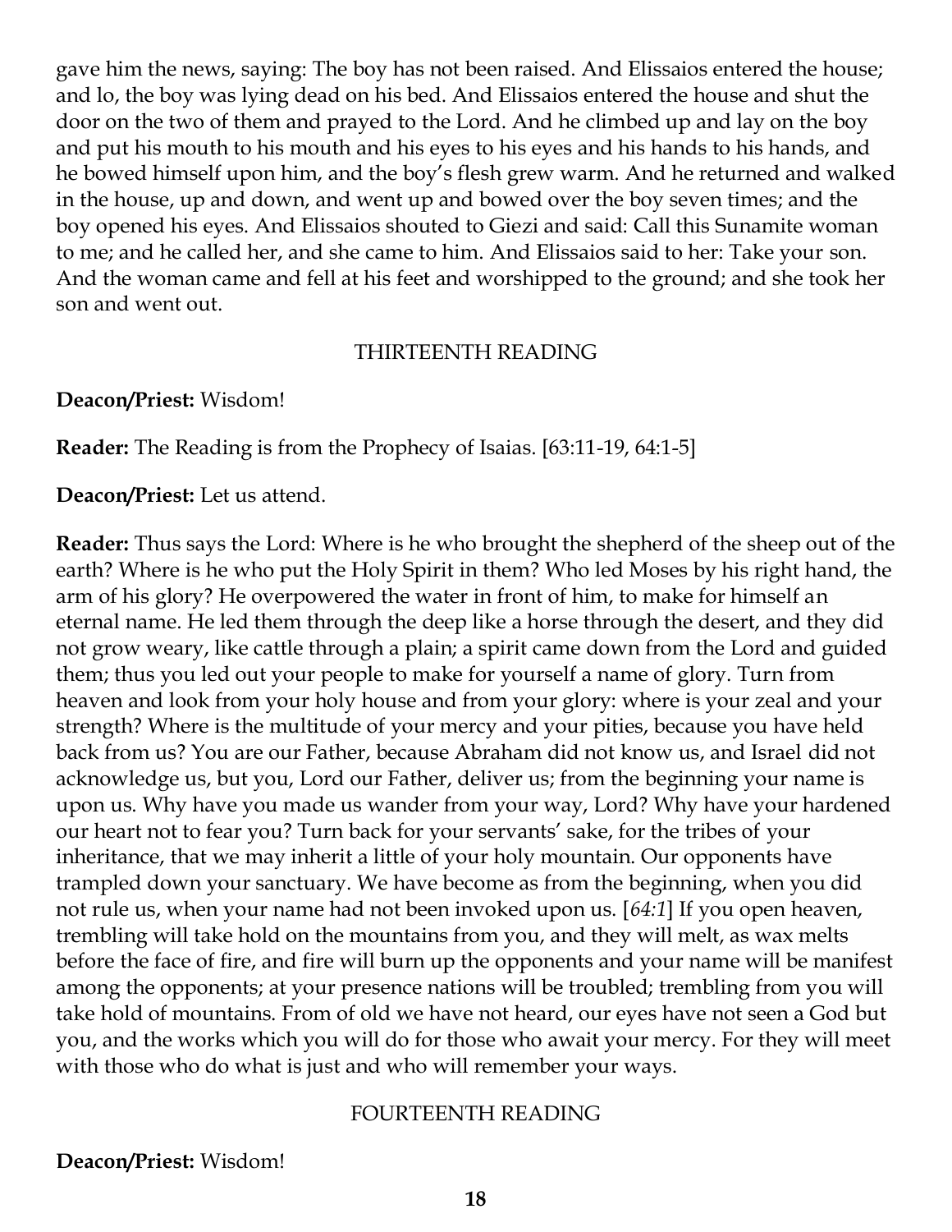gave him the news, saying: The boy has not been raised. And Elissaios entered the house; and lo, the boy was lying dead on his bed. And Elissaios entered the house and shut the door on the two of them and prayed to the Lord. And he climbed up and lay on the boy and put his mouth to his mouth and his eyes to his eyes and his hands to his hands, and he bowed himself upon him, and the boy's flesh grew warm. And he returned and walked in the house, up and down, and went up and bowed over the boy seven times; and the boy opened his eyes. And Elissaios shouted to Giezi and said: Call this Sunamite woman to me; and he called her, and she came to him. And Elissaios said to her: Take your son. And the woman came and fell at his feet and worshipped to the ground; and she took her son and went out.

THIRTEENTH READING

**Deacon/Priest:** Wisdom!

**Reader:** The Reading is from the Prophecy of Isaias. [63:11-19, 64:1-5]

**Deacon/Priest:** Let us attend.

**Reader:** Thus says the Lord: Where is he who brought the shepherd of the sheep out of the earth? Where is he who put the Holy Spirit in them? Who led Moses by his right hand, the arm of his glory? He overpowered the water in front of him, to make for himself an eternal name. He led them through the deep like a horse through the desert, and they did not grow weary, like cattle through a plain; a spirit came down from the Lord and guided them; thus you led out your people to make for yourself a name of glory. Turn from heaven and look from your holy house and from your glory: where is your zeal and your strength? Where is the multitude of your mercy and your pities, because you have held back from us? You are our Father, because Abraham did not know us, and Israel did not acknowledge us, but you, Lord our Father, deliver us; from the beginning your name is upon us. Why have you made us wander from your way, Lord? Why have your hardened our heart not to fear you? Turn back for your servants' sake, for the tribes of your inheritance, that we may inherit a little of your holy mountain. Our opponents have trampled down your sanctuary. We have become as from the beginning, when you did not rule us, when your name had not been invoked upon us. [*64:1*] If you open heaven, trembling will take hold on the mountains from you, and they will melt, as wax melts before the face of fire, and fire will burn up the opponents and your name will be manifest among the opponents; at your presence nations will be troubled; trembling from you will take hold of mountains. From of old we have not heard, our eyes have not seen a God but you, and the works which you will do for those who await your mercy. For they will meet with those who do what is just and who will remember your ways.

FOURTEENTH READING

**Deacon/Priest:** Wisdom!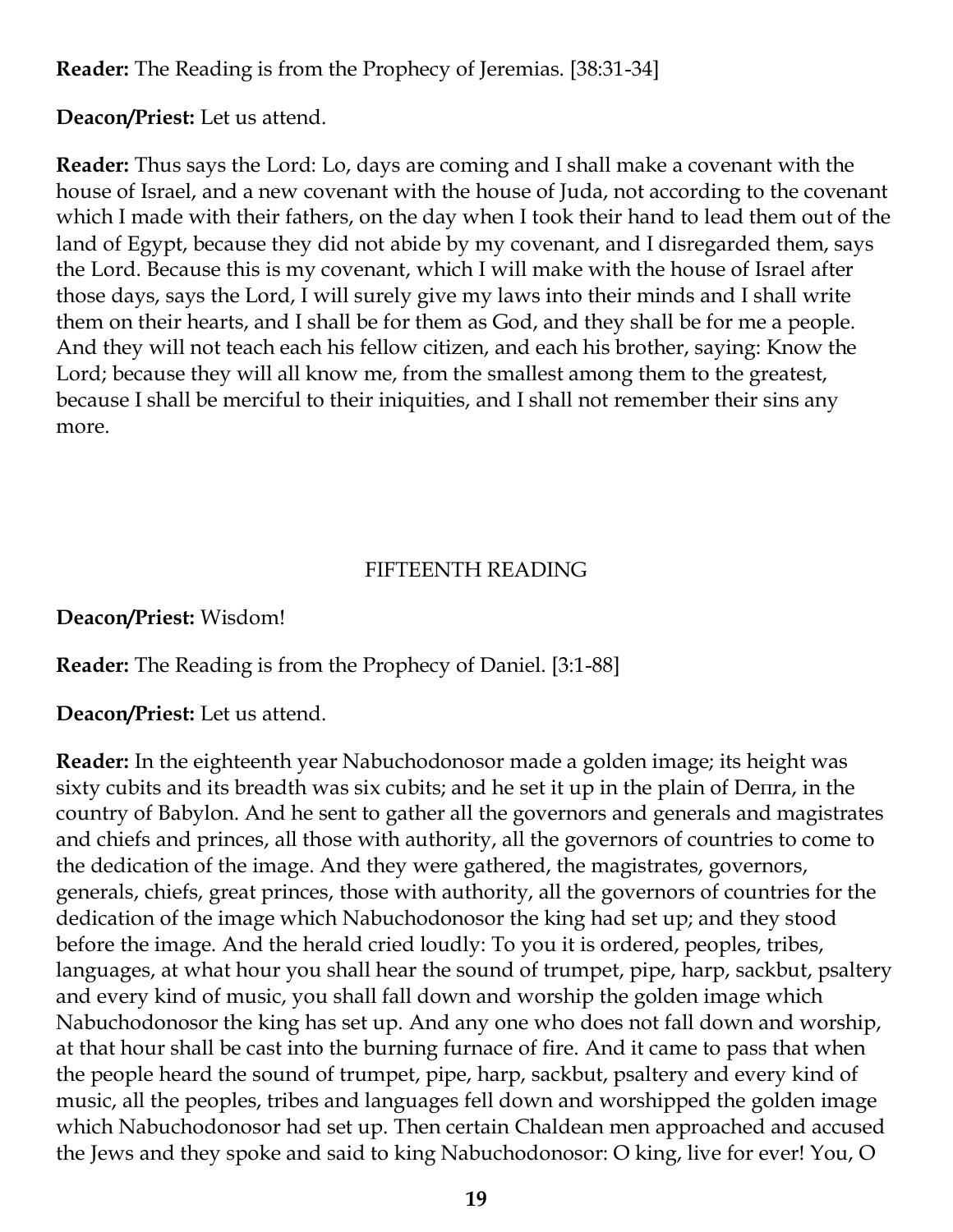**Reader:** The Reading is from the Prophecy of Jeremias. [38:31-34]

**Deacon/Priest:** Let us attend.

**Reader:** Thus says the Lord: Lo, days are coming and I shall make a covenant with the house of Israel, and a new covenant with the house of Juda, not according to the covenant which I made with their fathers, on the day when I took their hand to lead them out of the land of Egypt, because they did not abide by my covenant, and I disregarded them, says the Lord. Because this is my covenant, which I will make with the house of Israel after those days, says the Lord, I will surely give my laws into their minds and I shall write them on their hearts, and I shall be for them as God, and they shall be for me a people. And they will not teach each his fellow citizen, and each his brother, saying: Know the Lord; because they will all know me, from the smallest among them to the greatest, because I shall be merciful to their iniquities, and I shall not remember their sins any more.

## FIFTEENTH READING

**Deacon/Priest:** Wisdom!

**Reader:** The Reading is from the Prophecy of Daniel. [3:1-88]

**Deacon/Priest:** Let us attend.

**Reader:** In the eighteenth year Nabuchodonosor made a golden image; its height was sixty cubits and its breadth was six cubits; and he set it up in the plain of Deпra, in the country of Babylon. And he sent to gather all the governors and generals and magistrates and chiefs and princes, all those with authority, all the governors of countries to come to the dedication of the image. And they were gathered, the magistrates, governors, generals, chiefs, great princes, those with authority, all the governors of countries for the dedication of the image which Nabuchodonosor the king had set up; and they stood before the image. And the herald cried loudly: To you it is ordered, peoples, tribes, languages, at what hour you shall hear the sound of trumpet, pipe, harp, sackbut, psaltery and every kind of music, you shall fall down and worship the golden image which Nabuchodonosor the king has set up. And any one who does not fall down and worship, at that hour shall be cast into the burning furnace of fire. And it came to pass that when the people heard the sound of trumpet, pipe, harp, sackbut, psaltery and every kind of music, all the peoples, tribes and languages fell down and worshipped the golden image which Nabuchodonosor had set up. Then certain Chaldean men approached and accused the Jews and they spoke and said to king Nabuchodonosor: O king, live for ever! You, O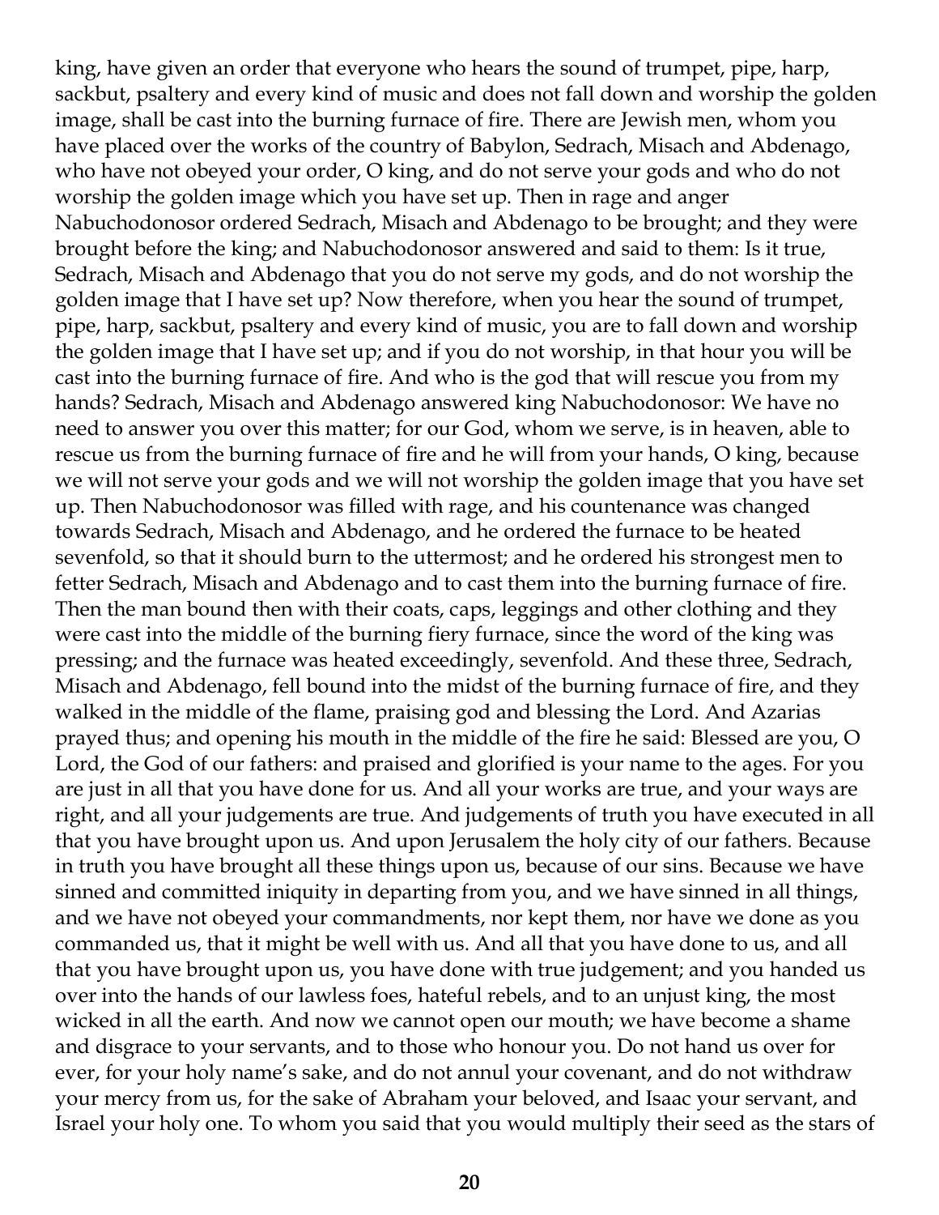king, have given an order that everyone who hears the sound of trumpet, pipe, harp, sackbut, psaltery and every kind of music and does not fall down and worship the golden image, shall be cast into the burning furnace of fire. There are Jewish men, whom you have placed over the works of the country of Babylon, Sedrach, Misach and Abdenago, who have not obeyed your order, O king, and do not serve your gods and who do not worship the golden image which you have set up. Then in rage and anger Nabuchodonosor ordered Sedrach, Misach and Abdenago to be brought; and they were brought before the king; and Nabuchodonosor answered and said to them: Is it true, Sedrach, Misach and Abdenago that you do not serve my gods, and do not worship the golden image that I have set up? Now therefore, when you hear the sound of trumpet, pipe, harp, sackbut, psaltery and every kind of music, you are to fall down and worship the golden image that I have set up; and if you do not worship, in that hour you will be cast into the burning furnace of fire. And who is the god that will rescue you from my hands? Sedrach, Misach and Abdenago answered king Nabuchodonosor: We have no need to answer you over this matter; for our God, whom we serve, is in heaven, able to rescue us from the burning furnace of fire and he will from your hands, O king, because we will not serve your gods and we will not worship the golden image that you have set up. Then Nabuchodonosor was filled with rage, and his countenance was changed towards Sedrach, Misach and Abdenago, and he ordered the furnace to be heated sevenfold, so that it should burn to the uttermost; and he ordered his strongest men to fetter Sedrach, Misach and Abdenago and to cast them into the burning furnace of fire. Then the man bound then with their coats, caps, leggings and other clothing and they were cast into the middle of the burning fiery furnace, since the word of the king was pressing; and the furnace was heated exceedingly, sevenfold. And these three, Sedrach, Misach and Abdenago, fell bound into the midst of the burning furnace of fire, and they walked in the middle of the flame, praising god and blessing the Lord. And Azarias prayed thus; and opening his mouth in the middle of the fire he said: Blessed are you, O Lord, the God of our fathers: and praised and glorified is your name to the ages. For you are just in all that you have done for us. And all your works are true, and your ways are right, and all your judgements are true. And judgements of truth you have executed in all that you have brought upon us. And upon Jerusalem the holy city of our fathers. Because in truth you have brought all these things upon us, because of our sins. Because we have sinned and committed iniquity in departing from you, and we have sinned in all things, and we have not obeyed your commandments, nor kept them, nor have we done as you commanded us, that it might be well with us. And all that you have done to us, and all that you have brought upon us, you have done with true judgement; and you handed us over into the hands of our lawless foes, hateful rebels, and to an unjust king, the most wicked in all the earth. And now we cannot open our mouth; we have become a shame and disgrace to your servants, and to those who honour you. Do not hand us over for ever, for your holy name's sake, and do not annul your covenant, and do not withdraw your mercy from us, for the sake of Abraham your beloved, and Isaac your servant, and Israel your holy one. To whom you said that you would multiply their seed as the stars of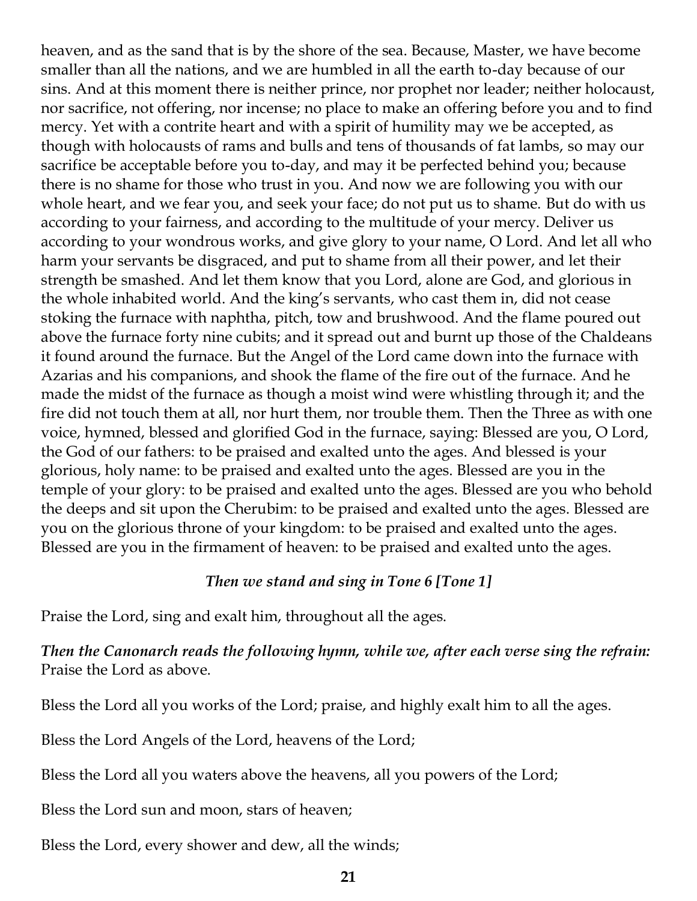heaven, and as the sand that is by the shore of the sea. Because, Master, we have become smaller than all the nations, and we are humbled in all the earth to-day because of our sins. And at this moment there is neither prince, nor prophet nor leader; neither holocaust, nor sacrifice, not offering, nor incense; no place to make an offering before you and to find mercy. Yet with a contrite heart and with a spirit of humility may we be accepted, as though with holocausts of rams and bulls and tens of thousands of fat lambs, so may our sacrifice be acceptable before you to-day, and may it be perfected behind you; because there is no shame for those who trust in you. And now we are following you with our whole heart, and we fear you, and seek your face; do not put us to shame. But do with us according to your fairness, and according to the multitude of your mercy. Deliver us according to your wondrous works, and give glory to your name, O Lord. And let all who harm your servants be disgraced, and put to shame from all their power, and let their strength be smashed. And let them know that you Lord, alone are God, and glorious in the whole inhabited world. And the king's servants, who cast them in, did not cease stoking the furnace with naphtha, pitch, tow and brushwood. And the flame poured out above the furnace forty nine cubits; and it spread out and burnt up those of the Chaldeans it found around the furnace. But the Angel of the Lord came down into the furnace with Azarias and his companions, and shook the flame of the fire out of the furnace. And he made the midst of the furnace as though a moist wind were whistling through it; and the fire did not touch them at all, nor hurt them, nor trouble them. Then the Three as with one voice, hymned, blessed and glorified God in the furnace, saying: Blessed are you, O Lord, the God of our fathers: to be praised and exalted unto the ages. And blessed is your glorious, holy name: to be praised and exalted unto the ages. Blessed are you in the temple of your glory: to be praised and exalted unto the ages. Blessed are you who behold the deeps and sit upon the Cherubim: to be praised and exalted unto the ages. Blessed are you on the glorious throne of your kingdom: to be praised and exalted unto the ages. Blessed are you in the firmament of heaven: to be praised and exalted unto the ages.

***Then we stand and sing in Tone 6 [Tone 1]***

Praise the Lord, sing and exalt him, throughout all the ages.

***Then the Canonarch reads the following hymn, while we, after each verse sing the refrain:*** Praise the Lord as above.

Bless the Lord all you works of the Lord; praise, and highly exalt him to all the ages.

Bless the Lord Angels of the Lord, heavens of the Lord;

Bless the Lord all you waters above the heavens, all you powers of the Lord;

Bless the Lord sun and moon, stars of heaven;

Bless the Lord, every shower and dew, all the winds;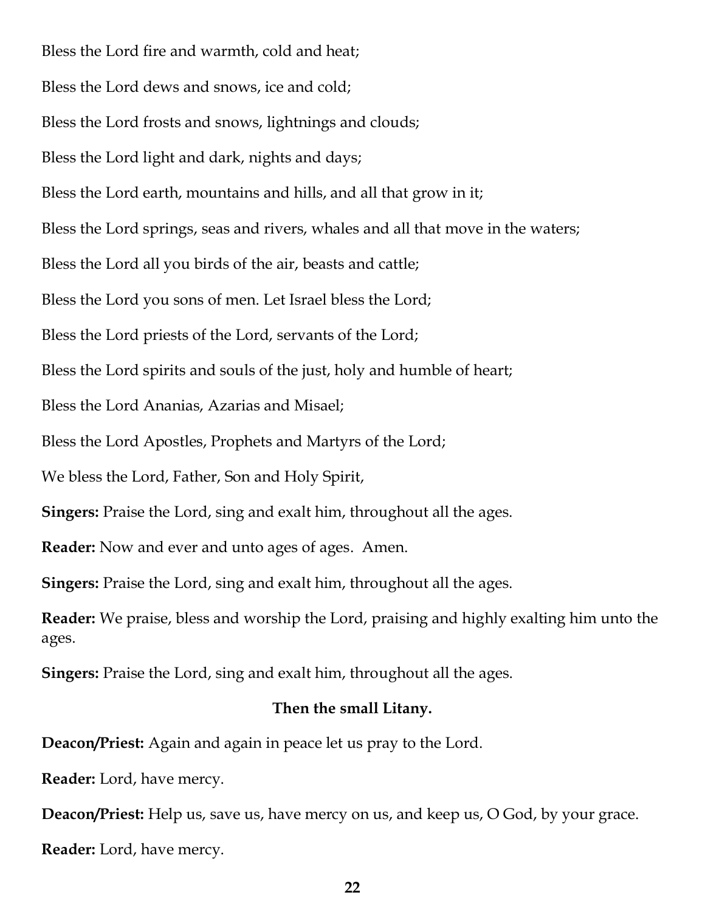Bless the Lord fire and warmth, cold and heat;

Bless the Lord dews and snows, ice and cold;

Bless the Lord frosts and snows, lightnings and clouds;

Bless the Lord light and dark, nights and days;

Bless the Lord earth, mountains and hills, and all that grow in it;

Bless the Lord springs, seas and rivers, whales and all that move in the waters;

Bless the Lord all you birds of the air, beasts and cattle;

Bless the Lord you sons of men. Let Israel bless the Lord;

Bless the Lord priests of the Lord, servants of the Lord;

Bless the Lord spirits and souls of the just, holy and humble of heart;

Bless the Lord Ananias, Azarias and Misael;

Bless the Lord Apostles, Prophets and Martyrs of the Lord;

We bless the Lord, Father, Son and Holy Spirit,

**Singers:** Praise the Lord, sing and exalt him, throughout all the ages.

**Reader:** Now and ever and unto ages of ages. Amen.

**Singers:** Praise the Lord, sing and exalt him, throughout all the ages.

**Reader:** We praise, bless and worship the Lord, praising and highly exalting him unto the ages.

**Singers:** Praise the Lord, sing and exalt him, throughout all the ages.

**Then the small Litany.**

**Deacon/Priest:** Again and again in peace let us pray to the Lord.

**Reader:** Lord, have mercy.

**Deacon/Priest:** Help us, save us, have mercy on us, and keep us, O God, by your grace.

**Reader:** Lord, have mercy.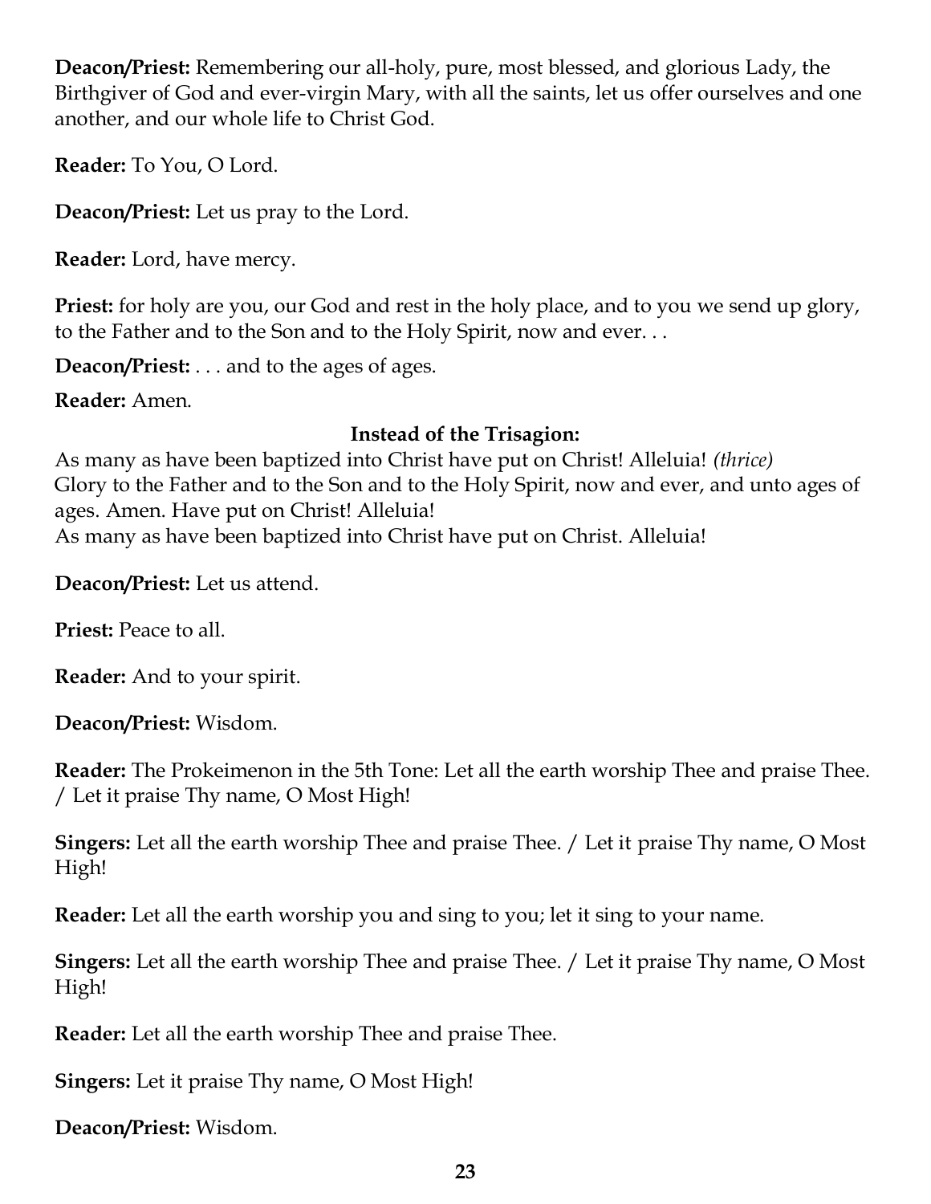**Deacon/Priest:** Remembering our all-holy, pure, most blessed, and glorious Lady, the Birthgiver of God and ever-virgin Mary, with all the saints, let us offer ourselves and one another, and our whole life to Christ God.

**Reader:** To You, O Lord.

**Deacon/Priest:** Let us pray to the Lord.

**Reader:** Lord, have mercy.

**Priest:** for holy are you, our God and rest in the holy place, and to you we send up glory, to the Father and to the Son and to the Holy Spirit, now and ever. . .

**Deacon/Priest:** . . . and to the ages of ages.

**Reader:** Amen.

**Instead of the Trisagion:**

As many as have been baptized into Christ have put on Christ! Alleluia! *(thrice)*
Glory to the Father and to the Son and to the Holy Spirit, now and ever, and unto ages of ages. Amen. Have put on Christ! Alleluia!
As many as have been baptized into Christ have put on Christ. Alleluia!

**Deacon/Priest:** Let us attend.

**Priest:** Peace to all.

**Reader:** And to your spirit.

**Deacon/Priest:** Wisdom.

**Reader:** The Prokeimenon in the 5th Tone: Let all the earth worship Thee and praise Thee. / Let it praise Thy name, O Most High!

**Singers:** Let all the earth worship Thee and praise Thee. / Let it praise Thy name, O Most High!

**Reader:** Let all the earth worship you and sing to you; let it sing to your name.

**Singers:** Let all the earth worship Thee and praise Thee. / Let it praise Thy name, O Most High!

**Reader:** Let all the earth worship Thee and praise Thee.

**Singers:** Let it praise Thy name, O Most High!

**Deacon/Priest:** Wisdom.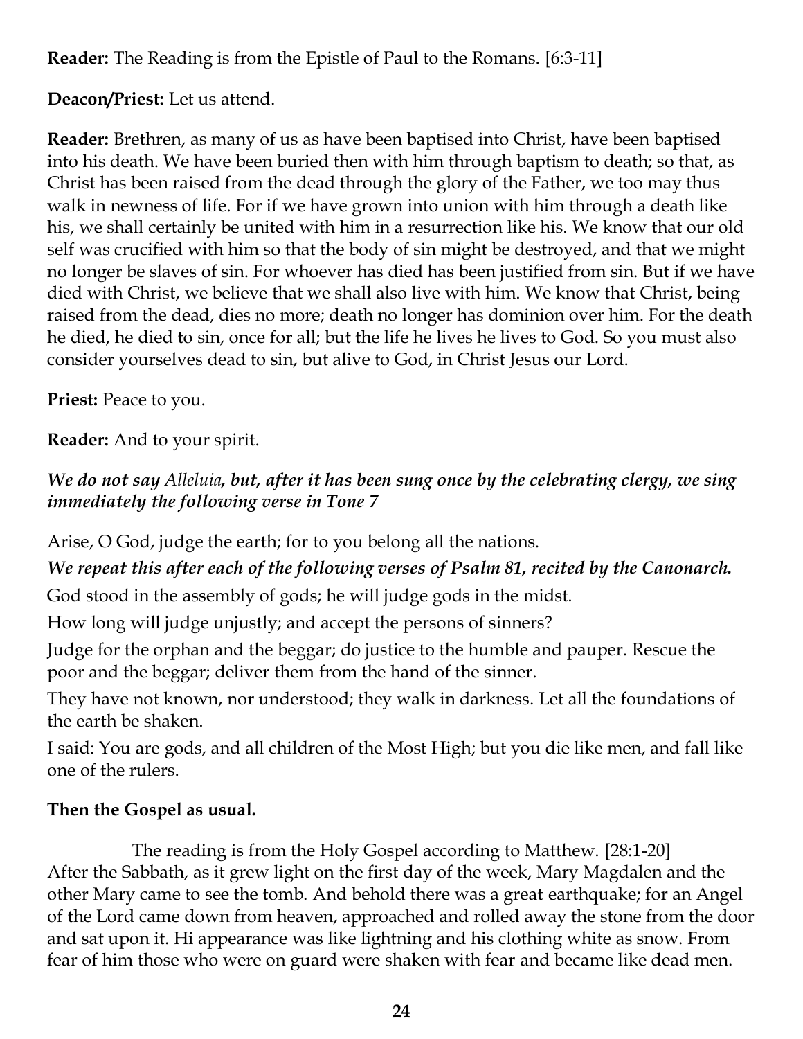**Reader:** The Reading is from the Epistle of Paul to the Romans. [6:3-11]

**Deacon/Priest:** Let us attend.

**Reader:** Brethren, as many of us as have been baptised into Christ, have been baptised into his death. We have been buried then with him through baptism to death; so that, as Christ has been raised from the dead through the glory of the Father, we too may thus walk in newness of life. For if we have grown into union with him through a death like his, we shall certainly be united with him in a resurrection like his. We know that our old self was crucified with him so that the body of sin might be destroyed, and that we might no longer be slaves of sin. For whoever has died has been justified from sin. But if we have died with Christ, we believe that we shall also live with him. We know that Christ, being raised from the dead, dies no more; death no longer has dominion over him. For the death he died, he died to sin, once for all; but the life he lives he lives to God. So you must also consider yourselves dead to sin, but alive to God, in Christ Jesus our Lord.

**Priest:** Peace to you.

**Reader:** And to your spirit.

***We do not say* Alleluia*, but, after it has been sung once by the celebrating clergy, we sing immediately the following verse in Tone 7***

Arise, O God, judge the earth; for to you belong all the nations.

***We repeat this after each of the following verses of Psalm 81, recited by the Canonarch.***

God stood in the assembly of gods; he will judge gods in the midst.

How long will judge unjustly; and accept the persons of sinners?

Judge for the orphan and the beggar; do justice to the humble and pauper. Rescue the poor and the beggar; deliver them from the hand of the sinner.

They have not known, nor understood; they walk in darkness. Let all the foundations of the earth be shaken.

I said: You are gods, and all children of the Most High; but you die like men, and fall like one of the rulers.

**Then the Gospel as usual.**

The reading is from the Holy Gospel according to Matthew. [28:1-20]

After the Sabbath, as it grew light on the first day of the week, Mary Magdalen and the other Mary came to see the tomb. And behold there was a great earthquake; for an Angel of the Lord came down from heaven, approached and rolled away the stone from the door and sat upon it. Hi appearance was like lightning and his clothing white as snow. From fear of him those who were on guard were shaken with fear and became like dead men.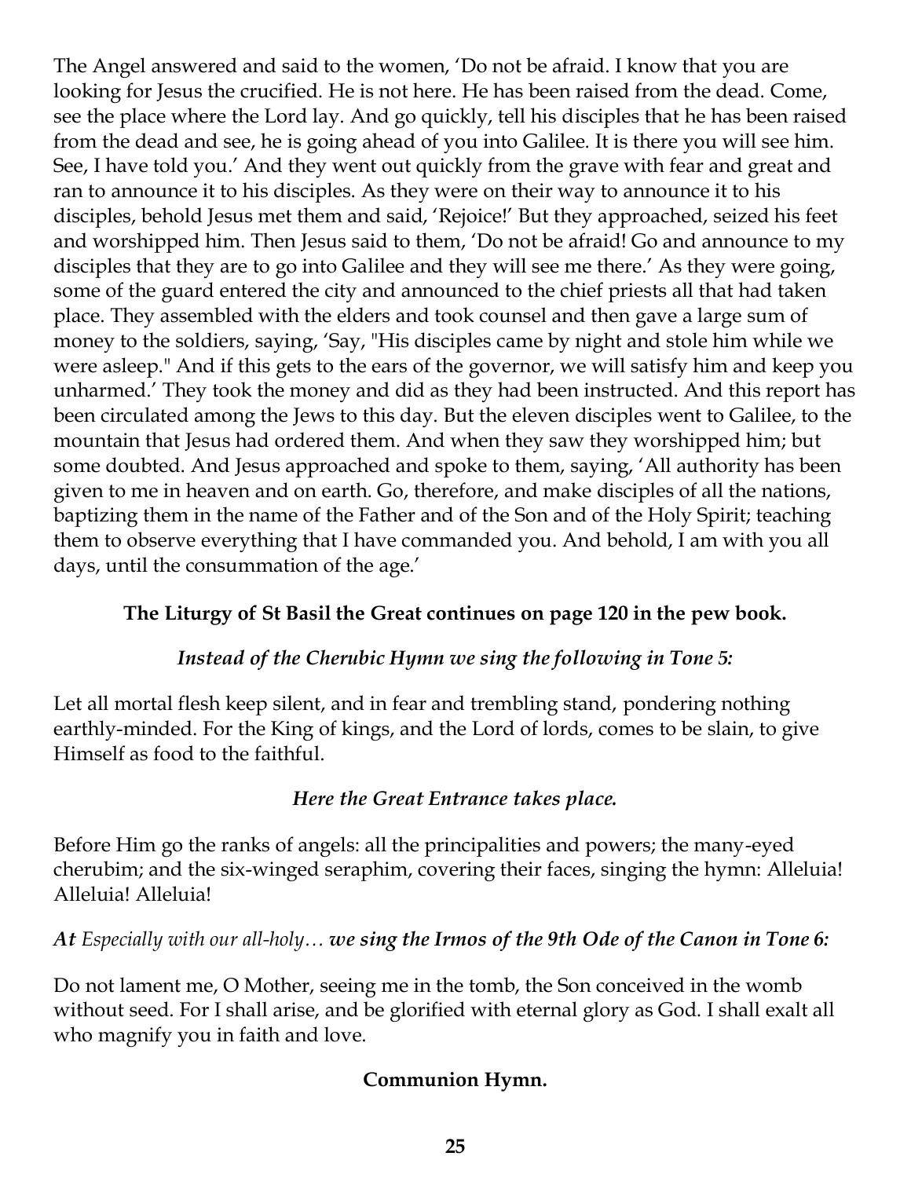The Angel answered and said to the women, 'Do not be afraid. I know that you are looking for Jesus the crucified. He is not here. He has been raised from the dead. Come, see the place where the Lord lay. And go quickly, tell his disciples that he has been raised from the dead and see, he is going ahead of you into Galilee. It is there you will see him. See, I have told you.' And they went out quickly from the grave with fear and great and ran to announce it to his disciples. As they were on their way to announce it to his disciples, behold Jesus met them and said, 'Rejoice!' But they approached, seized his feet and worshipped him. Then Jesus said to them, 'Do not be afraid! Go and announce to my disciples that they are to go into Galilee and they will see me there.' As they were going, some of the guard entered the city and announced to the chief priests all that had taken place. They assembled with the elders and took counsel and then gave a large sum of money to the soldiers, saying, 'Say, "His disciples came by night and stole him while we were asleep." And if this gets to the ears of the governor, we will satisfy him and keep you unharmed.' They took the money and did as they had been instructed. And this report has been circulated among the Jews to this day. But the eleven disciples went to Galilee, to the mountain that Jesus had ordered them. And when they saw they worshipped him; but some doubted. And Jesus approached and spoke to them, saying, 'All authority has been given to me in heaven and on earth. Go, therefore, and make disciples of all the nations, baptizing them in the name of the Father and of the Son and of the Holy Spirit; teaching them to observe everything that I have commanded you. And behold, I am with you all days, until the consummation of the age.'

**The Liturgy of St Basil the Great continues on page 120 in the pew book.**

***Instead of the Cherubic Hymn we sing the following in Tone 5:***

Let all mortal flesh keep silent, and in fear and trembling stand, pondering nothing earthly-minded. For the King of kings, and the Lord of lords, comes to be slain, to give Himself as food to the faithful.

***Here the Great Entrance takes place.***

Before Him go the ranks of angels: all the principalities and powers; the many-eyed cherubim; and the six-winged seraphim, covering their faces, singing the hymn: Alleluia! Alleluia! Alleluia!

***At** Especially with our all-holy… **we sing the Irmos of the 9th Ode of the Canon in Tone 6:***

Do not lament me, O Mother, seeing me in the tomb, the Son conceived in the womb without seed. For I shall arise, and be glorified with eternal glory as God. I shall exalt all who magnify you in faith and love.

**Communion Hymn.**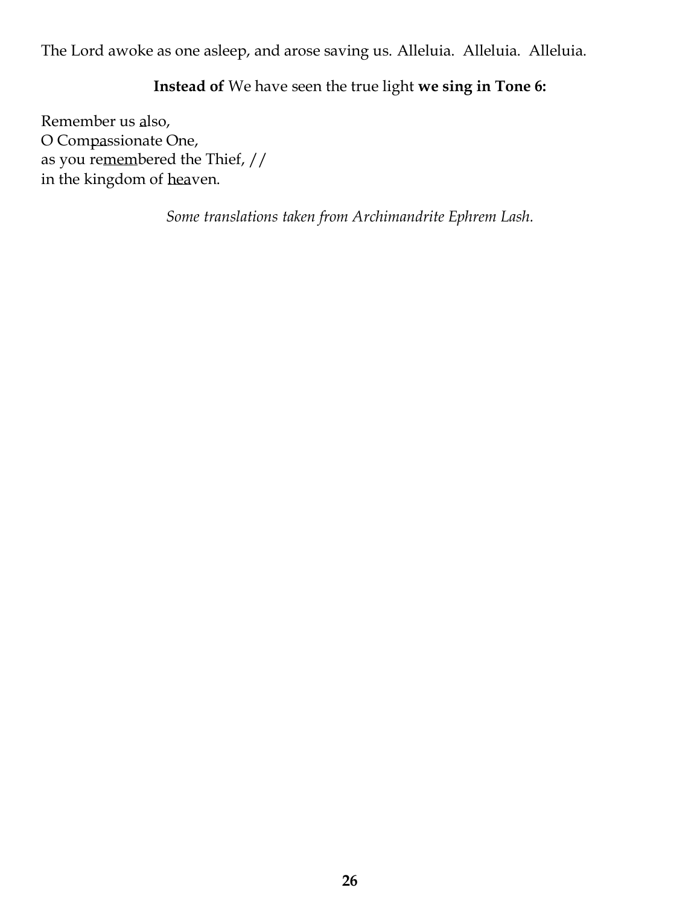The Lord awoke as one asleep, and arose saving us. Alleluia.  Alleluia.  Alleluia.

**Instead of** We have seen the true light **we sing in Tone 6:**

Remember us <u>a</u>lso,  
O Comp<u>a</u>ssionate One,  
as you re<u>mem</u>bered the Thief, //  
in the kingdom of <u>hea</u>ven.

*Some translations taken from Archimandrite Ephrem Lash.*